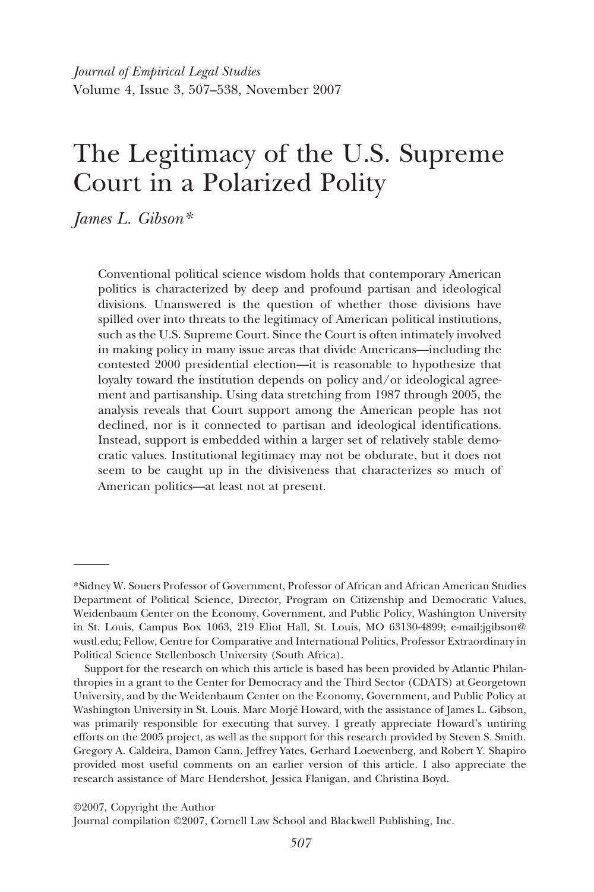*Journal of Empirical Legal Studies*
Volume 4, Issue 3, 507–538, November 2007

# The Legitimacy of the U.S. Supreme Court in a Polarized Polity

*James L. Gibson**

Conventional political science wisdom holds that contemporary American politics is characterized by deep and profound partisan and ideological divisions. Unanswered is the question of whether those divisions have spilled over into threats to the legitimacy of American political institutions, such as the U.S. Supreme Court. Since the Court is often intimately involved in making policy in many issue areas that divide Americans—including the contested 2000 presidential election—it is reasonable to hypothesize that loyalty toward the institution depends on policy and/or ideological agreement and partisanship. Using data stretching from 1987 through 2005, the analysis reveals that Court support among the American people has not declined, nor is it connected to partisan and ideological identifications. Instead, support is embedded within a larger set of relatively stable democratic values. Institutional legitimacy may not be obdurate, but it does not seem to be caught up in the divisiveness that characterizes so much of American politics—at least not at present.

---

*Sidney W. Souers Professor of Government, Professor of African and African American Studies Department of Political Science, Director, Program on Citizenship and Democratic Values, Weidenbaum Center on the Economy, Government, and Public Policy, Washington University in St. Louis, Campus Box 1063, 219 Eliot Hall, St. Louis, MO 63130-4899; e-mail:jgibson@wustl.edu; Fellow, Centre for Comparative and International Politics, Professor Extraordinary in Political Science Stellenbosch University (South Africa).

Support for the research on which this article is based has been provided by Atlantic Philanthropies in a grant to the Center for Democracy and the Third Sector (CDATS) at Georgetown University, and by the Weidenbaum Center on the Economy, Government, and Public Policy at Washington University in St. Louis. Marc Morjé Howard, with the assistance of James L. Gibson, was primarily responsible for executing that survey. I greatly appreciate Howard's untiring efforts on the 2005 project, as well as the support for this research provided by Steven S. Smith. Gregory A. Caldeira, Damon Cann, Jeffrey Yates, Gerhard Loewenberg, and Robert Y. Shapiro provided most useful comments on an earlier version of this article. I also appreciate the research assistance of Marc Hendershot, Jessica Flanigan, and Christina Boyd.

©2007, Copyright the Author
Journal compilation ©2007, Cornell Law School and Blackwell Publishing, Inc.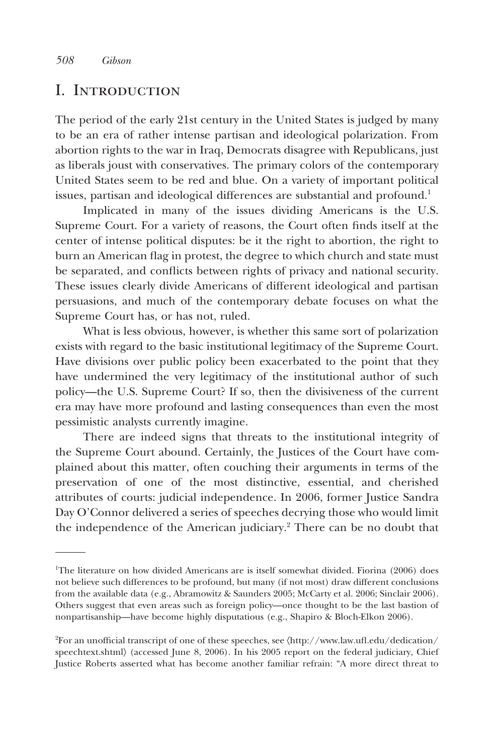# I. Introduction

The period of the early 21st century in the United States is judged by many to be an era of rather intense partisan and ideological polarization. From abortion rights to the war in Iraq, Democrats disagree with Republicans, just as liberals joust with conservatives. The primary colors of the contemporary United States seem to be red and blue. On a variety of important political issues, partisan and ideological differences are substantial and profound.[1]

Implicated in many of the issues dividing Americans is the U.S. Supreme Court. For a variety of reasons, the Court often finds itself at the center of intense political disputes: be it the right to abortion, the right to burn an American flag in protest, the degree to which church and state must be separated, and conflicts between rights of privacy and national security. These issues clearly divide Americans of different ideological and partisan persuasions, and much of the contemporary debate focuses on what the Supreme Court has, or has not, ruled.

What is less obvious, however, is whether this same sort of polarization exists with regard to the basic institutional legitimacy of the Supreme Court. Have divisions over public policy been exacerbated to the point that they have undermined the very legitimacy of the institutional author of such policy—the U.S. Supreme Court? If so, then the divisiveness of the current era may have more profound and lasting consequences than even the most pessimistic analysts currently imagine.

There are indeed signs that threats to the institutional integrity of the Supreme Court abound. Certainly, the Justices of the Court have complained about this matter, often couching their arguments in terms of the preservation of one of the most distinctive, essential, and cherished attributes of courts: judicial independence. In 2006, former Justice Sandra Day O'Connor delivered a series of speeches decrying those who would limit the independence of the American judiciary.[2] There can be no doubt that

---

[1]The literature on how divided Americans are is itself somewhat divided. Fiorina (2006) does not believe such differences to be profound, but many (if not most) draw different conclusions from the available data (e.g., Abramowitz & Saunders 2005; McCarty et al. 2006; Sinclair 2006). Others suggest that even areas such as foreign policy—once thought to be the last bastion of nonpartisanship—have become highly disputatious (e.g., Shapiro & Bloch-Elkon 2006).

[2]For an unofficial transcript of one of these speeches, see ⟨http://www.law.ufl.edu/dedication/speechtext.shtml⟩ (accessed June 8, 2006). In his 2005 report on the federal judiciary, Chief Justice Roberts asserted what has become another familiar refrain: "A more direct threat to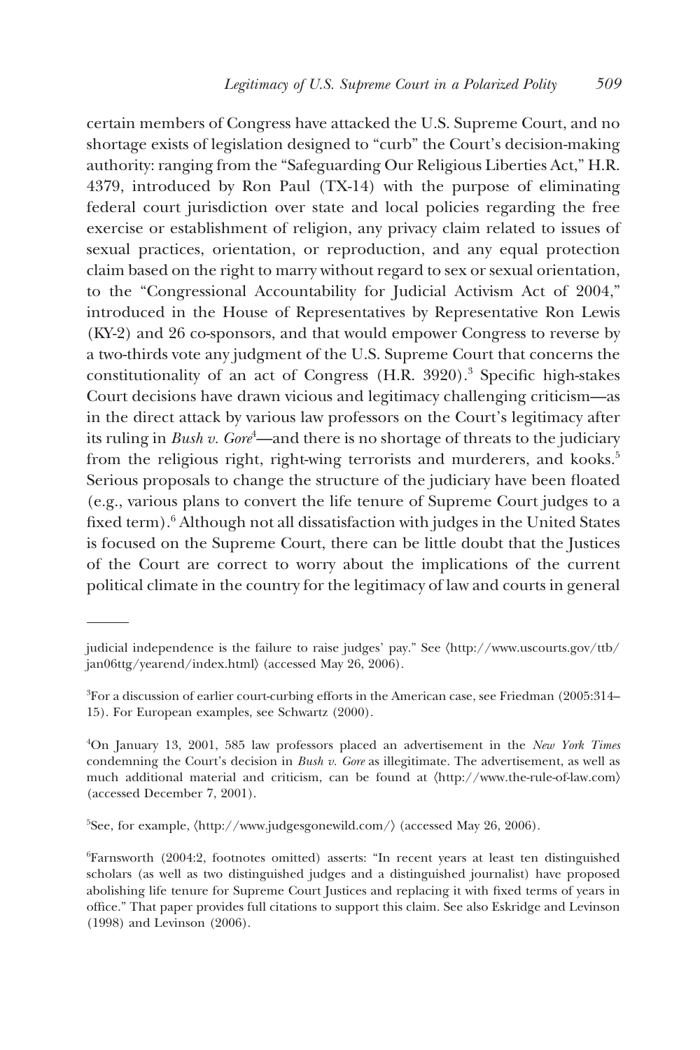certain members of Congress have attacked the U.S. Supreme Court, and no shortage exists of legislation designed to "curb" the Court's decision-making authority: ranging from the "Safeguarding Our Religious Liberties Act," H.R. 4379, introduced by Ron Paul (TX-14) with the purpose of eliminating federal court jurisdiction over state and local policies regarding the free exercise or establishment of religion, any privacy claim related to issues of sexual practices, orientation, or reproduction, and any equal protection claim based on the right to marry without regard to sex or sexual orientation, to the "Congressional Accountability for Judicial Activism Act of 2004," introduced in the House of Representatives by Representative Ron Lewis (KY-2) and 26 co-sponsors, and that would empower Congress to reverse by a two-thirds vote any judgment of the U.S. Supreme Court that concerns the constitutionality of an act of Congress (H.R. 3920).[3] Specific high-stakes Court decisions have drawn vicious and legitimacy challenging criticism—as in the direct attack by various law professors on the Court's legitimacy after its ruling in *Bush v. Gore*[4]—and there is no shortage of threats to the judiciary from the religious right, right-wing terrorists and murderers, and kooks.[5] Serious proposals to change the structure of the judiciary have been floated (e.g., various plans to convert the life tenure of Supreme Court judges to a fixed term).[6] Although not all dissatisfaction with judges in the United States is focused on the Supreme Court, there can be little doubt that the Justices of the Court are correct to worry about the implications of the current political climate in the country for the legitimacy of law and courts in general

---

judicial independence is the failure to raise judges' pay." See ⟨http://www.uscourts.gov/ttb/jan06ttg/yearend/index.html⟩ (accessed May 26, 2006).

[3]For a discussion of earlier court-curbing efforts in the American case, see Friedman (2005:314–15). For European examples, see Schwartz (2000).

[4]On January 13, 2001, 585 law professors placed an advertisement in the *New York Times* condemning the Court's decision in *Bush v. Gore* as illegitimate. The advertisement, as well as much additional material and criticism, can be found at ⟨http://www.the-rule-of-law.com⟩ (accessed December 7, 2001).

[5]See, for example, ⟨http://www.judgesgonewild.com/⟩ (accessed May 26, 2006).

[6]Farnsworth (2004:2, footnotes omitted) asserts: "In recent years at least ten distinguished scholars (as well as two distinguished judges and a distinguished journalist) have proposed abolishing life tenure for Supreme Court Justices and replacing it with fixed terms of years in office." That paper provides full citations to support this claim. See also Eskridge and Levinson (1998) and Levinson (2006).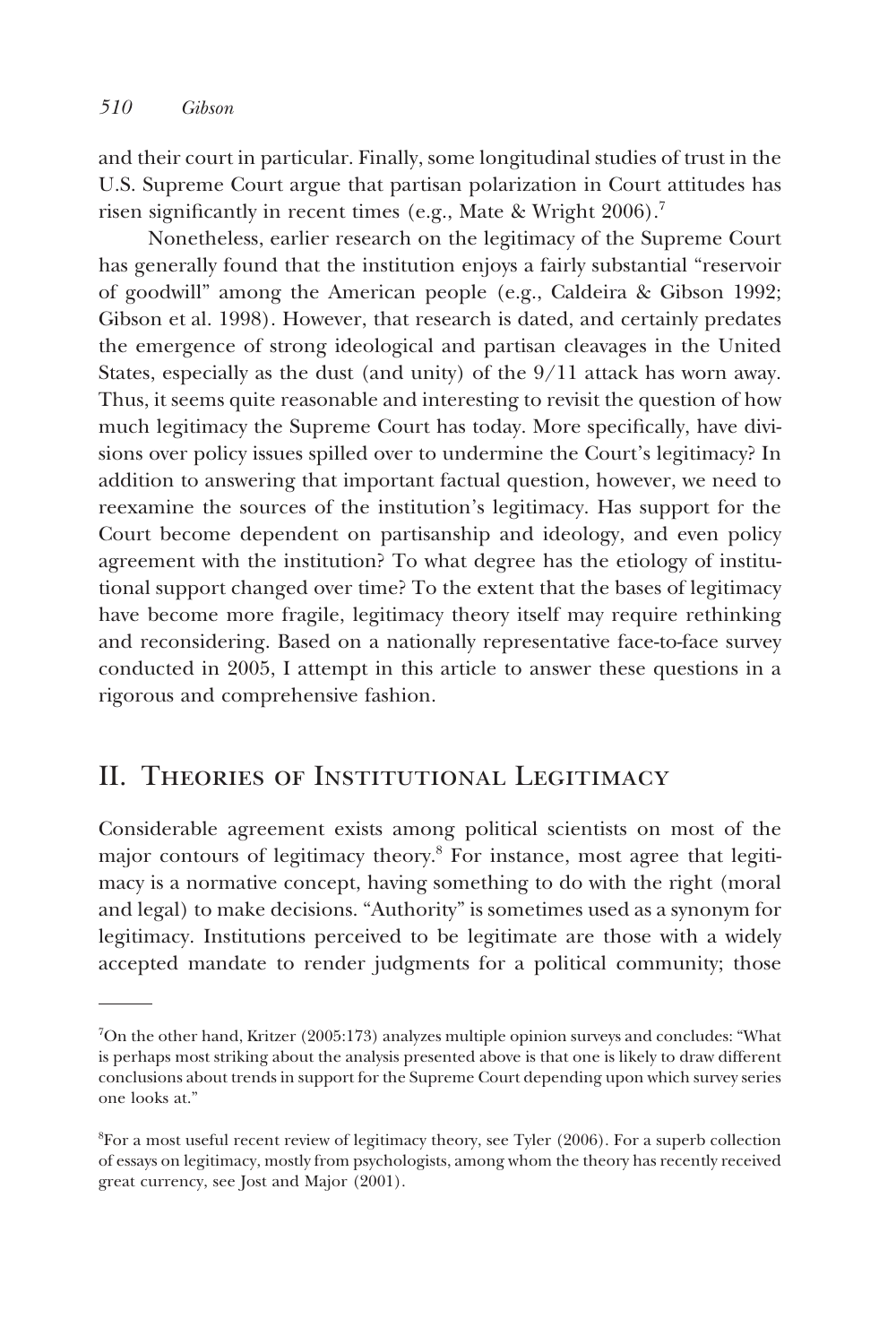and their court in particular. Finally, some longitudinal studies of trust in the U.S. Supreme Court argue that partisan polarization in Court attitudes has risen significantly in recent times (e.g., Mate & Wright 2006).[7]

Nonetheless, earlier research on the legitimacy of the Supreme Court has generally found that the institution enjoys a fairly substantial "reservoir of goodwill" among the American people (e.g., Caldeira & Gibson 1992; Gibson et al. 1998). However, that research is dated, and certainly predates the emergence of strong ideological and partisan cleavages in the United States, especially as the dust (and unity) of the 9/11 attack has worn away. Thus, it seems quite reasonable and interesting to revisit the question of how much legitimacy the Supreme Court has today. More specifically, have divisions over policy issues spilled over to undermine the Court's legitimacy? In addition to answering that important factual question, however, we need to reexamine the sources of the institution's legitimacy. Has support for the Court become dependent on partisanship and ideology, and even policy agreement with the institution? To what degree has the etiology of institutional support changed over time? To the extent that the bases of legitimacy have become more fragile, legitimacy theory itself may require rethinking and reconsidering. Based on a nationally representative face-to-face survey conducted in 2005, I attempt in this article to answer these questions in a rigorous and comprehensive fashion.

## II. Theories of Institutional Legitimacy

Considerable agreement exists among political scientists on most of the major contours of legitimacy theory.[8] For instance, most agree that legitimacy is a normative concept, having something to do with the right (moral and legal) to make decisions. "Authority" is sometimes used as a synonym for legitimacy. Institutions perceived to be legitimate are those with a widely accepted mandate to render judgments for a political community; those

---

[7]On the other hand, Kritzer (2005:173) analyzes multiple opinion surveys and concludes: "What is perhaps most striking about the analysis presented above is that one is likely to draw different conclusions about trends in support for the Supreme Court depending upon which survey series one looks at."

[8]For a most useful recent review of legitimacy theory, see Tyler (2006). For a superb collection of essays on legitimacy, mostly from psychologists, among whom the theory has recently received great currency, see Jost and Major (2001).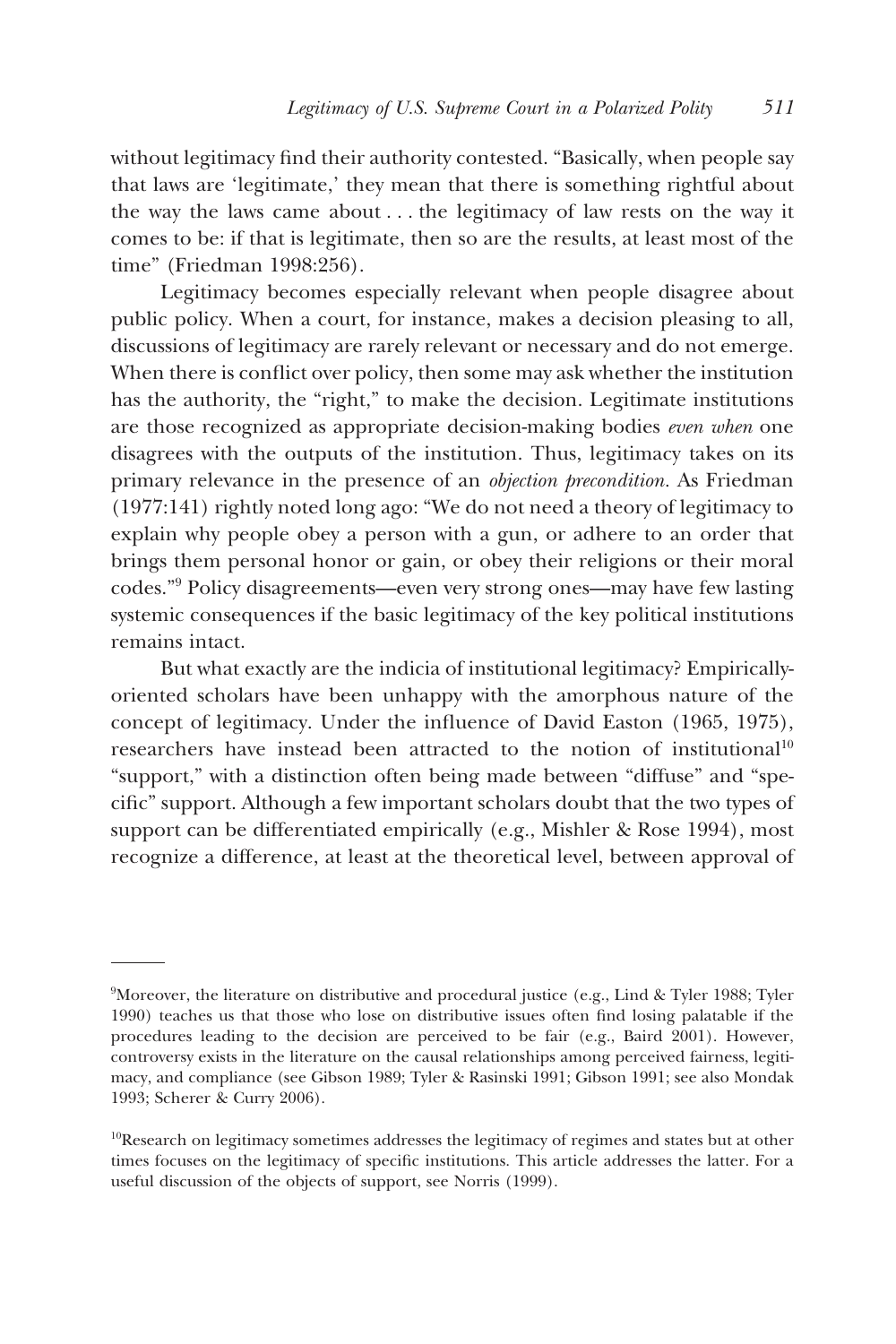without legitimacy find their authority contested. "Basically, when people say that laws are 'legitimate,' they mean that there is something rightful about the way the laws came about . . . the legitimacy of law rests on the way it comes to be: if that is legitimate, then so are the results, at least most of the time" (Friedman 1998:256).

Legitimacy becomes especially relevant when people disagree about public policy. When a court, for instance, makes a decision pleasing to all, discussions of legitimacy are rarely relevant or necessary and do not emerge. When there is conflict over policy, then some may ask whether the institution has the authority, the "right," to make the decision. Legitimate institutions are those recognized as appropriate decision-making bodies *even when* one disagrees with the outputs of the institution. Thus, legitimacy takes on its primary relevance in the presence of an *objection precondition*. As Friedman (1977:141) rightly noted long ago: "We do not need a theory of legitimacy to explain why people obey a person with a gun, or adhere to an order that brings them personal honor or gain, or obey their religions or their moral codes."[9] Policy disagreements—even very strong ones—may have few lasting systemic consequences if the basic legitimacy of the key political institutions remains intact.

But what exactly are the indicia of institutional legitimacy? Empirically-oriented scholars have been unhappy with the amorphous nature of the concept of legitimacy. Under the influence of David Easton (1965, 1975), researchers have instead been attracted to the notion of institutional[10] "support," with a distinction often being made between "diffuse" and "specific" support. Although a few important scholars doubt that the two types of support can be differentiated empirically (e.g., Mishler & Rose 1994), most recognize a difference, at least at the theoretical level, between approval of

---

[9]Moreover, the literature on distributive and procedural justice (e.g., Lind & Tyler 1988; Tyler 1990) teaches us that those who lose on distributive issues often find losing palatable if the procedures leading to the decision are perceived to be fair (e.g., Baird 2001). However, controversy exists in the literature on the causal relationships among perceived fairness, legitimacy, and compliance (see Gibson 1989; Tyler & Rasinski 1991; Gibson 1991; see also Mondak 1993; Scherer & Curry 2006).

[10]Research on legitimacy sometimes addresses the legitimacy of regimes and states but at other times focuses on the legitimacy of specific institutions. This article addresses the latter. For a useful discussion of the objects of support, see Norris (1999).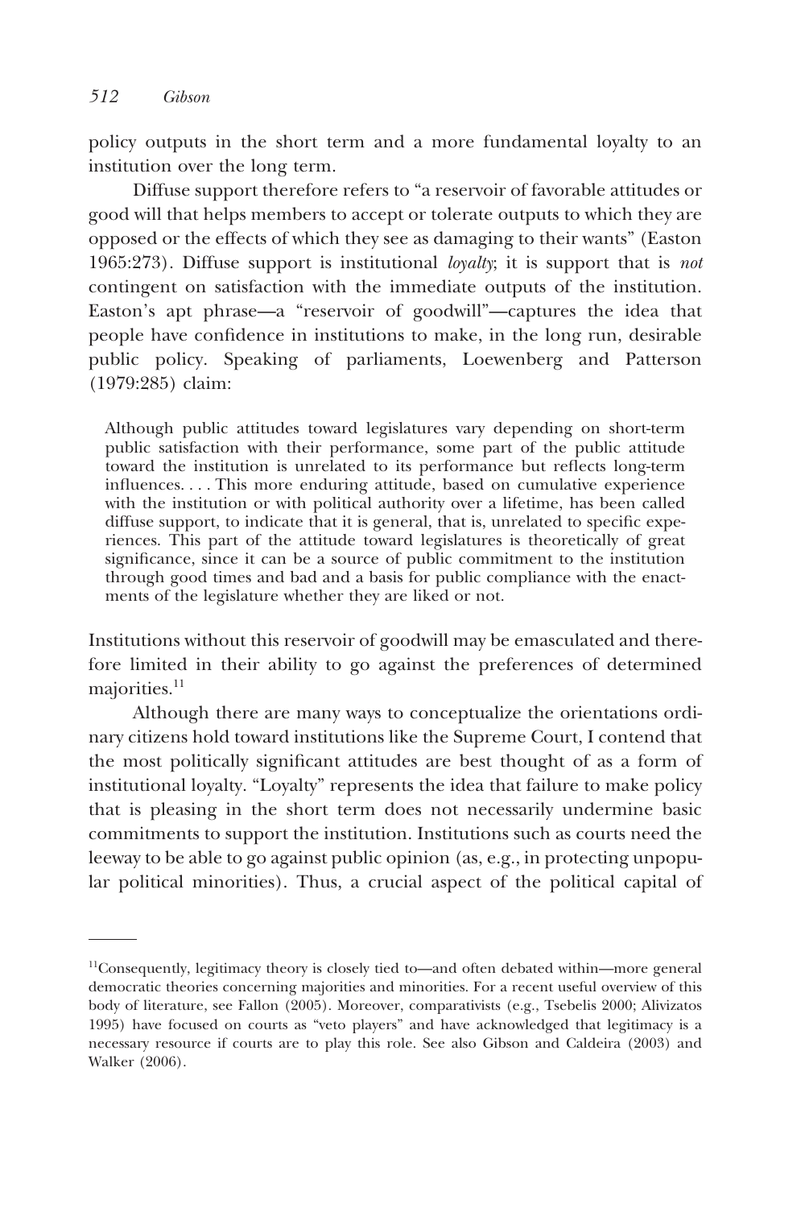policy outputs in the short term and a more fundamental loyalty to an institution over the long term.

Diffuse support therefore refers to "a reservoir of favorable attitudes or good will that helps members to accept or tolerate outputs to which they are opposed or the effects of which they see as damaging to their wants" (Easton 1965:273). Diffuse support is institutional *loyalty*; it is support that is *not* contingent on satisfaction with the immediate outputs of the institution. Easton's apt phrase—a "reservoir of goodwill"—captures the idea that people have confidence in institutions to make, in the long run, desirable public policy. Speaking of parliaments, Loewenberg and Patterson (1979:285) claim:

> Although public attitudes toward legislatures vary depending on short-term public satisfaction with their performance, some part of the public attitude toward the institution is unrelated to its performance but reflects long-term influences. . . . This more enduring attitude, based on cumulative experience with the institution or with political authority over a lifetime, has been called diffuse support, to indicate that it is general, that is, unrelated to specific experiences. This part of the attitude toward legislatures is theoretically of great significance, since it can be a source of public commitment to the institution through good times and bad and a basis for public compliance with the enactments of the legislature whether they are liked or not.

Institutions without this reservoir of goodwill may be emasculated and therefore limited in their ability to go against the preferences of determined majorities.[11]

Although there are many ways to conceptualize the orientations ordinary citizens hold toward institutions like the Supreme Court, I contend that the most politically significant attitudes are best thought of as a form of institutional loyalty. "Loyalty" represents the idea that failure to make policy that is pleasing in the short term does not necessarily undermine basic commitments to support the institution. Institutions such as courts need the leeway to be able to go against public opinion (as, e.g., in protecting unpopular political minorities). Thus, a crucial aspect of the political capital of

---

[11]Consequently, legitimacy theory is closely tied to—and often debated within—more general democratic theories concerning majorities and minorities. For a recent useful overview of this body of literature, see Fallon (2005). Moreover, comparativists (e.g., Tsebelis 2000; Alivizatos 1995) have focused on courts as "veto players" and have acknowledged that legitimacy is a necessary resource if courts are to play this role. See also Gibson and Caldeira (2003) and Walker (2006).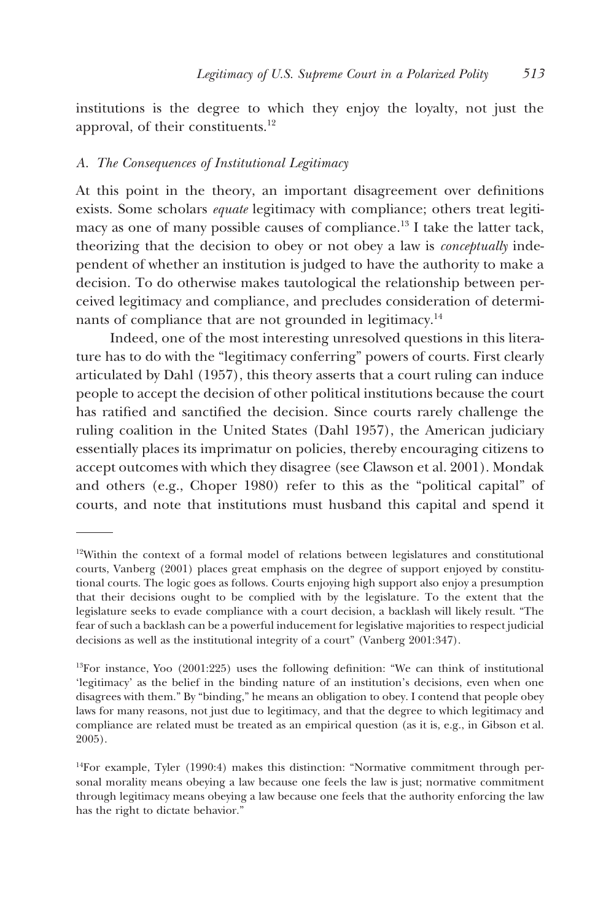institutions is the degree to which they enjoy the loyalty, not just the approval, of their constituents.[12]

### A. The Consequences of Institutional Legitimacy

At this point in the theory, an important disagreement over definitions exists. Some scholars *equate* legitimacy with compliance; others treat legitimacy as one of many possible causes of compliance.[13] I take the latter tack, theorizing that the decision to obey or not obey a law is *conceptually* independent of whether an institution is judged to have the authority to make a decision. To do otherwise makes tautological the relationship between perceived legitimacy and compliance, and precludes consideration of determinants of compliance that are not grounded in legitimacy.[14]

Indeed, one of the most interesting unresolved questions in this literature has to do with the "legitimacy conferring" powers of courts. First clearly articulated by Dahl (1957), this theory asserts that a court ruling can induce people to accept the decision of other political institutions because the court has ratified and sanctified the decision. Since courts rarely challenge the ruling coalition in the United States (Dahl 1957), the American judiciary essentially places its imprimatur on policies, thereby encouraging citizens to accept outcomes with which they disagree (see Clawson et al. 2001). Mondak and others (e.g., Choper 1980) refer to this as the "political capital" of courts, and note that institutions must husband this capital and spend it

---

[12]Within the context of a formal model of relations between legislatures and constitutional courts, Vanberg (2001) places great emphasis on the degree of support enjoyed by constitutional courts. The logic goes as follows. Courts enjoying high support also enjoy a presumption that their decisions ought to be complied with by the legislature. To the extent that the legislature seeks to evade compliance with a court decision, a backlash will likely result. "The fear of such a backlash can be a powerful inducement for legislative majorities to respect judicial decisions as well as the institutional integrity of a court" (Vanberg 2001:347).

[13]For instance, Yoo (2001:225) uses the following definition: "We can think of institutional 'legitimacy' as the belief in the binding nature of an institution's decisions, even when one disagrees with them." By "binding," he means an obligation to obey. I contend that people obey laws for many reasons, not just due to legitimacy, and that the degree to which legitimacy and compliance are related must be treated as an empirical question (as it is, e.g., in Gibson et al. 2005).

[14]For example, Tyler (1990:4) makes this distinction: "Normative commitment through personal morality means obeying a law because one feels the law is just; normative commitment through legitimacy means obeying a law because one feels that the authority enforcing the law has the right to dictate behavior."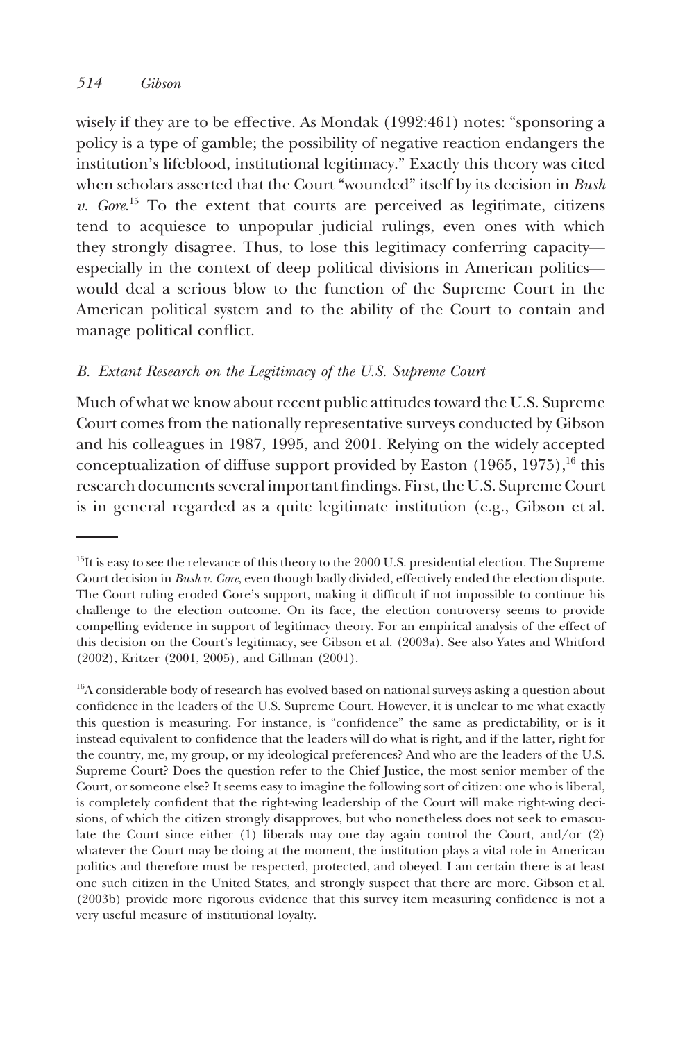wisely if they are to be effective. As Mondak (1992:461) notes: "sponsoring a policy is a type of gamble; the possibility of negative reaction endangers the institution's lifeblood, institutional legitimacy." Exactly this theory was cited when scholars asserted that the Court "wounded" itself by its decision in *Bush v. Gore*.[15] To the extent that courts are perceived as legitimate, citizens tend to acquiesce to unpopular judicial rulings, even ones with which they strongly disagree. Thus, to lose this legitimacy conferring capacity—especially in the context of deep political divisions in American politics—would deal a serious blow to the function of the Supreme Court in the American political system and to the ability of the Court to contain and manage political conflict.

### *B. Extant Research on the Legitimacy of the U.S. Supreme Court*

Much of what we know about recent public attitudes toward the U.S. Supreme Court comes from the nationally representative surveys conducted by Gibson and his colleagues in 1987, 1995, and 2001. Relying on the widely accepted conceptualization of diffuse support provided by Easton (1965, 1975),[16] this research documents several important findings. First, the U.S. Supreme Court is in general regarded as a quite legitimate institution (e.g., Gibson et al.

---

[15] It is easy to see the relevance of this theory to the 2000 U.S. presidential election. The Supreme Court decision in *Bush v. Gore*, even though badly divided, effectively ended the election dispute. The Court ruling eroded Gore's support, making it difficult if not impossible to continue his challenge to the election outcome. On its face, the election controversy seems to provide compelling evidence in support of legitimacy theory. For an empirical analysis of the effect of this decision on the Court's legitimacy, see Gibson et al. (2003a). See also Yates and Whitford (2002), Kritzer (2001, 2005), and Gillman (2001).

[16] A considerable body of research has evolved based on national surveys asking a question about confidence in the leaders of the U.S. Supreme Court. However, it is unclear to me what exactly this question is measuring. For instance, is "confidence" the same as predictability, or is it instead equivalent to confidence that the leaders will do what is right, and if the latter, right for the country, me, my group, or my ideological preferences? And who are the leaders of the U.S. Supreme Court? Does the question refer to the Chief Justice, the most senior member of the Court, or someone else? It seems easy to imagine the following sort of citizen: one who is liberal, is completely confident that the right-wing leadership of the Court will make right-wing decisions, of which the citizen strongly disapproves, but who nonetheless does not seek to emasculate the Court since either (1) liberals may one day again control the Court, and/or (2) whatever the Court may be doing at the moment, the institution plays a vital role in American politics and therefore must be respected, protected, and obeyed. I am certain there is at least one such citizen in the United States, and strongly suspect that there are more. Gibson et al. (2003b) provide more rigorous evidence that this survey item measuring confidence is not a very useful measure of institutional loyalty.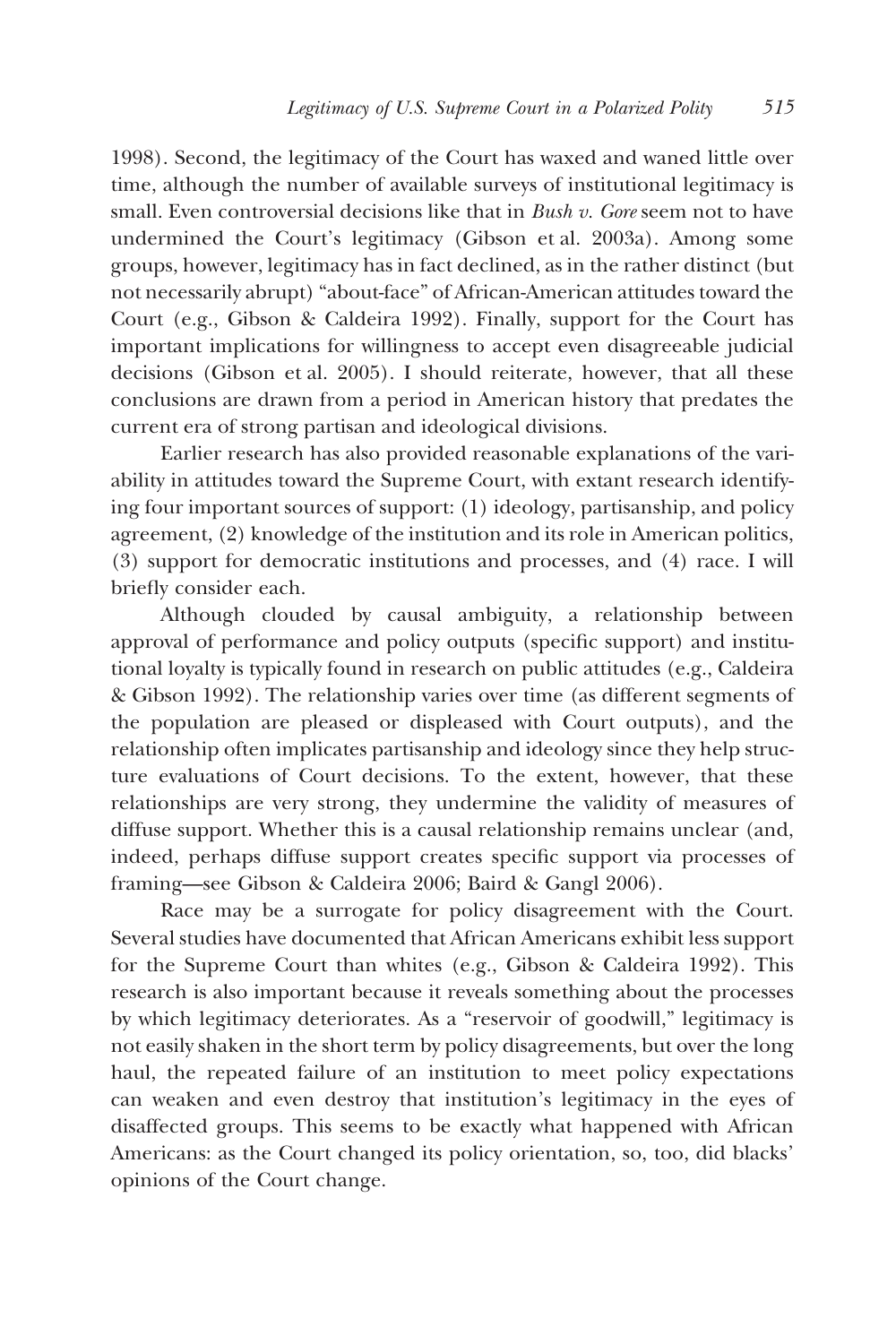1998). Second, the legitimacy of the Court has waxed and waned little over time, although the number of available surveys of institutional legitimacy is small. Even controversial decisions like that in *Bush v. Gore* seem not to have undermined the Court's legitimacy (Gibson et al. 2003a). Among some groups, however, legitimacy has in fact declined, as in the rather distinct (but not necessarily abrupt) "about-face" of African-American attitudes toward the Court (e.g., Gibson & Caldeira 1992). Finally, support for the Court has important implications for willingness to accept even disagreeable judicial decisions (Gibson et al. 2005). I should reiterate, however, that all these conclusions are drawn from a period in American history that predates the current era of strong partisan and ideological divisions.

Earlier research has also provided reasonable explanations of the variability in attitudes toward the Supreme Court, with extant research identifying four important sources of support: (1) ideology, partisanship, and policy agreement, (2) knowledge of the institution and its role in American politics, (3) support for democratic institutions and processes, and (4) race. I will briefly consider each.

Although clouded by causal ambiguity, a relationship between approval of performance and policy outputs (specific support) and institutional loyalty is typically found in research on public attitudes (e.g., Caldeira & Gibson 1992). The relationship varies over time (as different segments of the population are pleased or displeased with Court outputs), and the relationship often implicates partisanship and ideology since they help structure evaluations of Court decisions. To the extent, however, that these relationships are very strong, they undermine the validity of measures of diffuse support. Whether this is a causal relationship remains unclear (and, indeed, perhaps diffuse support creates specific support via processes of framing—see Gibson & Caldeira 2006; Baird & Gangl 2006).

Race may be a surrogate for policy disagreement with the Court. Several studies have documented that African Americans exhibit less support for the Supreme Court than whites (e.g., Gibson & Caldeira 1992). This research is also important because it reveals something about the processes by which legitimacy deteriorates. As a "reservoir of goodwill," legitimacy is not easily shaken in the short term by policy disagreements, but over the long haul, the repeated failure of an institution to meet policy expectations can weaken and even destroy that institution's legitimacy in the eyes of disaffected groups. This seems to be exactly what happened with African Americans: as the Court changed its policy orientation, so, too, did blacks' opinions of the Court change.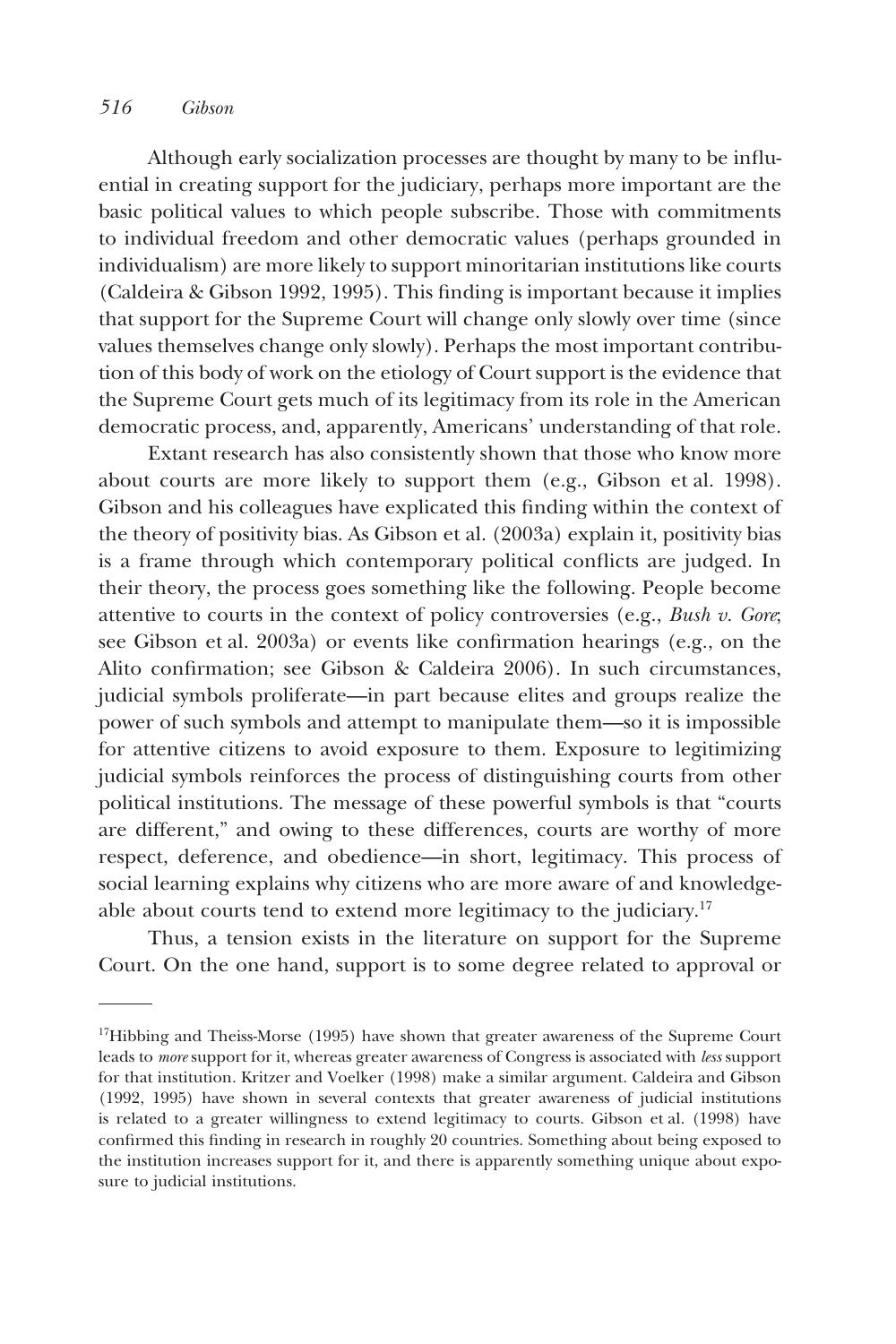Although early socialization processes are thought by many to be influential in creating support for the judiciary, perhaps more important are the basic political values to which people subscribe. Those with commitments to individual freedom and other democratic values (perhaps grounded in individualism) are more likely to support minoritarian institutions like courts (Caldeira & Gibson 1992, 1995). This finding is important because it implies that support for the Supreme Court will change only slowly over time (since values themselves change only slowly). Perhaps the most important contribution of this body of work on the etiology of Court support is the evidence that the Supreme Court gets much of its legitimacy from its role in the American democratic process, and, apparently, Americans' understanding of that role.

Extant research has also consistently shown that those who know more about courts are more likely to support them (e.g., Gibson et al. 1998). Gibson and his colleagues have explicated this finding within the context of the theory of positivity bias. As Gibson et al. (2003a) explain it, positivity bias is a frame through which contemporary political conflicts are judged. In their theory, the process goes something like the following. People become attentive to courts in the context of policy controversies (e.g., *Bush v. Gore*; see Gibson et al. 2003a) or events like confirmation hearings (e.g., on the Alito confirmation; see Gibson & Caldeira 2006). In such circumstances, judicial symbols proliferate—in part because elites and groups realize the power of such symbols and attempt to manipulate them—so it is impossible for attentive citizens to avoid exposure to them. Exposure to legitimizing judicial symbols reinforces the process of distinguishing courts from other political institutions. The message of these powerful symbols is that "courts are different," and owing to these differences, courts are worthy of more respect, deference, and obedience—in short, legitimacy. This process of social learning explains why citizens who are more aware of and knowledgeable about courts tend to extend more legitimacy to the judiciary.[17]

Thus, a tension exists in the literature on support for the Supreme Court. On the one hand, support is to some degree related to approval or

---

[17]Hibbing and Theiss-Morse (1995) have shown that greater awareness of the Supreme Court leads to *more* support for it, whereas greater awareness of Congress is associated with *less* support for that institution. Kritzer and Voelker (1998) make a similar argument. Caldeira and Gibson (1992, 1995) have shown in several contexts that greater awareness of judicial institutions is related to a greater willingness to extend legitimacy to courts. Gibson et al. (1998) have confirmed this finding in research in roughly 20 countries. Something about being exposed to the institution increases support for it, and there is apparently something unique about exposure to judicial institutions.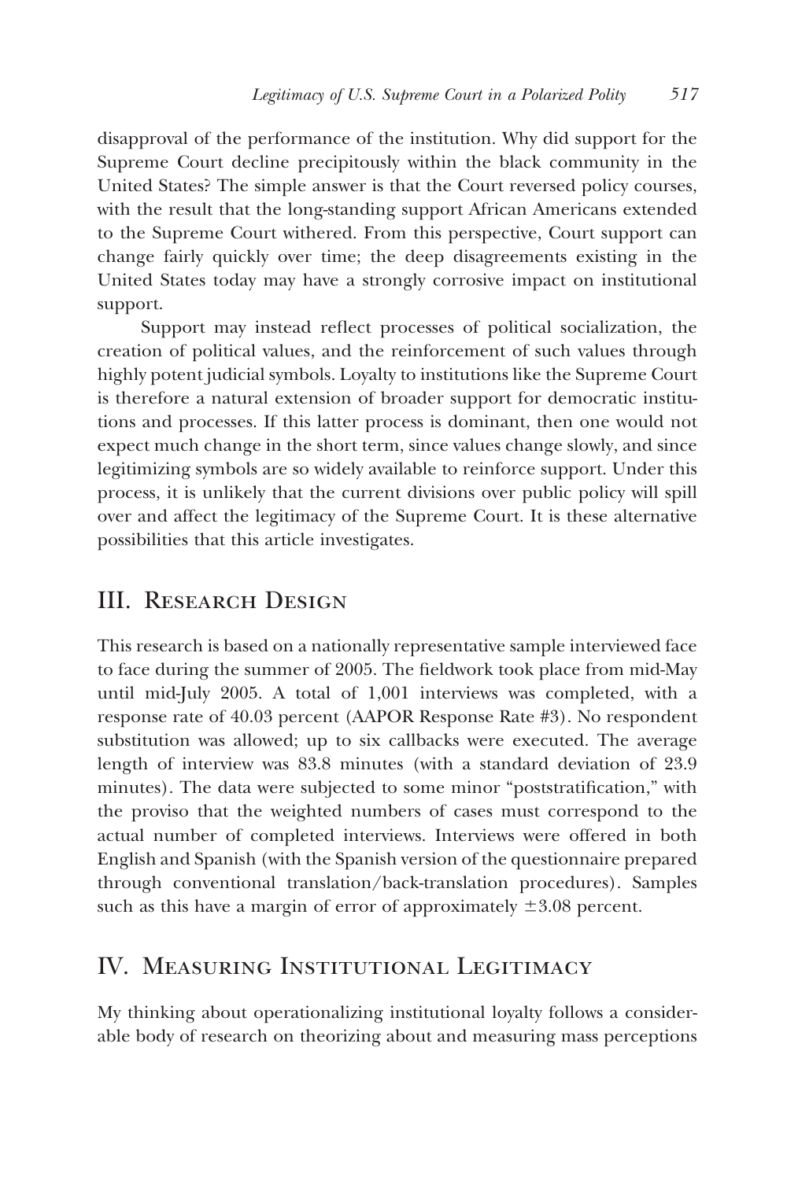disapproval of the performance of the institution. Why did support for the Supreme Court decline precipitously within the black community in the United States? The simple answer is that the Court reversed policy courses, with the result that the long-standing support African Americans extended to the Supreme Court withered. From this perspective, Court support can change fairly quickly over time; the deep disagreements existing in the United States today may have a strongly corrosive impact on institutional support.

Support may instead reflect processes of political socialization, the creation of political values, and the reinforcement of such values through highly potent judicial symbols. Loyalty to institutions like the Supreme Court is therefore a natural extension of broader support for democratic institutions and processes. If this latter process is dominant, then one would not expect much change in the short term, since values change slowly, and since legitimizing symbols are so widely available to reinforce support. Under this process, it is unlikely that the current divisions over public policy will spill over and affect the legitimacy of the Supreme Court. It is these alternative possibilities that this article investigates.

## III. Research Design

This research is based on a nationally representative sample interviewed face to face during the summer of 2005. The fieldwork took place from mid-May until mid-July 2005. A total of 1,001 interviews was completed, with a response rate of 40.03 percent (AAPOR Response Rate #3). No respondent substitution was allowed; up to six callbacks were executed. The average length of interview was 83.8 minutes (with a standard deviation of 23.9 minutes). The data were subjected to some minor "poststratification," with the proviso that the weighted numbers of cases must correspond to the actual number of completed interviews. Interviews were offered in both English and Spanish (with the Spanish version of the questionnaire prepared through conventional translation/back-translation procedures). Samples such as this have a margin of error of approximately ±3.08 percent.

## IV. Measuring Institutional Legitimacy

My thinking about operationalizing institutional loyalty follows a considerable body of research on theorizing about and measuring mass perceptions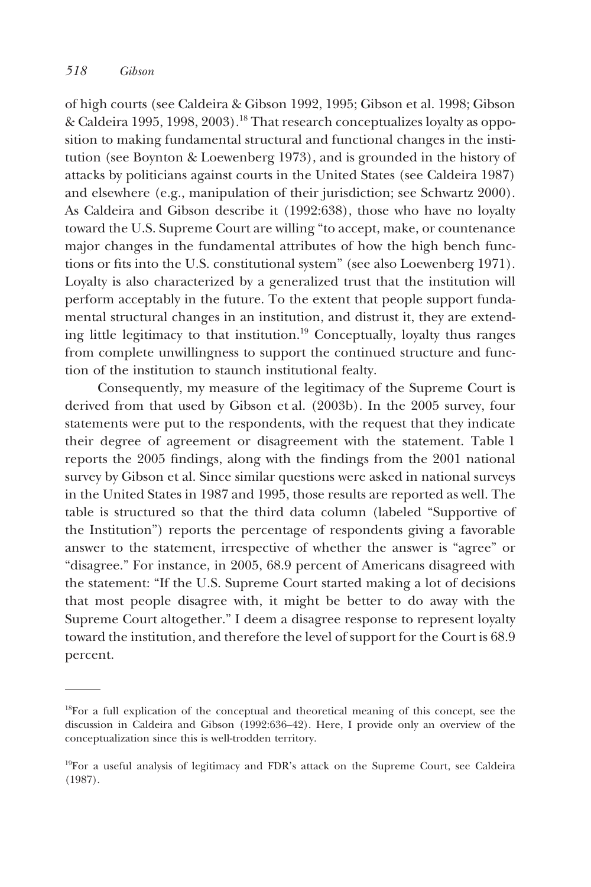of high courts (see Caldeira & Gibson 1992, 1995; Gibson et al. 1998; Gibson & Caldeira 1995, 1998, 2003).[18] That research conceptualizes loyalty as opposition to making fundamental structural and functional changes in the institution (see Boynton & Loewenberg 1973), and is grounded in the history of attacks by politicians against courts in the United States (see Caldeira 1987) and elsewhere (e.g., manipulation of their jurisdiction; see Schwartz 2000). As Caldeira and Gibson describe it (1992:638), those who have no loyalty toward the U.S. Supreme Court are willing "to accept, make, or countenance major changes in the fundamental attributes of how the high bench functions or fits into the U.S. constitutional system" (see also Loewenberg 1971). Loyalty is also characterized by a generalized trust that the institution will perform acceptably in the future. To the extent that people support fundamental structural changes in an institution, and distrust it, they are extending little legitimacy to that institution.[19] Conceptually, loyalty thus ranges from complete unwillingness to support the continued structure and function of the institution to staunch institutional fealty.

Consequently, my measure of the legitimacy of the Supreme Court is derived from that used by Gibson et al. (2003b). In the 2005 survey, four statements were put to the respondents, with the request that they indicate their degree of agreement or disagreement with the statement. Table 1 reports the 2005 findings, along with the findings from the 2001 national survey by Gibson et al. Since similar questions were asked in national surveys in the United States in 1987 and 1995, those results are reported as well. The table is structured so that the third data column (labeled "Supportive of the Institution") reports the percentage of respondents giving a favorable answer to the statement, irrespective of whether the answer is "agree" or "disagree." For instance, in 2005, 68.9 percent of Americans disagreed with the statement: "If the U.S. Supreme Court started making a lot of decisions that most people disagree with, it might be better to do away with the Supreme Court altogether." I deem a disagree response to represent loyalty toward the institution, and therefore the level of support for the Court is 68.9 percent.

---

[18]For a full explication of the conceptual and theoretical meaning of this concept, see the discussion in Caldeira and Gibson (1992:636–42). Here, I provide only an overview of the conceptualization since this is well-trodden territory.

[19]For a useful analysis of legitimacy and FDR's attack on the Supreme Court, see Caldeira (1987).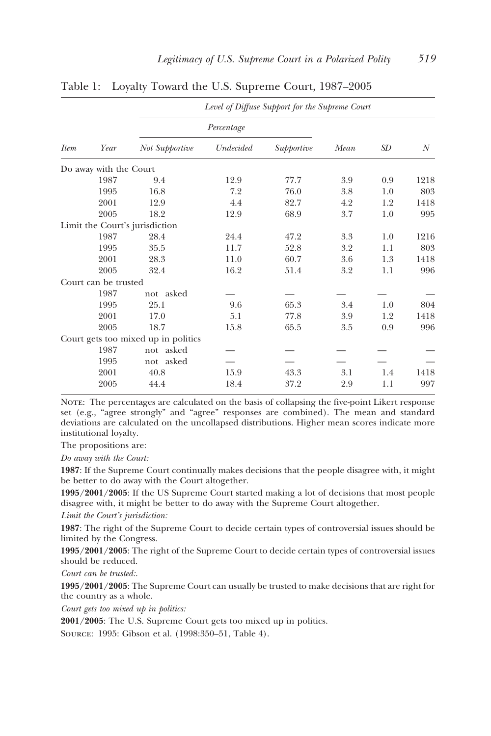Table 1: Loyalty Toward the U.S. Supreme Court, 1987–2005

| | | *Level of Diffuse Support for the Supreme Court* | | | | | |
|---|---|---|---|---|---|---|---|
| | | *Percentage* | | | | | |
| *Item* | *Year* | *Not Supportive* | *Undecided* | *Supportive* | *Mean* | *SD* | *N* |
| Do away with the Court | | | | | | | |
| | 1987 | 9.4 | 12.9 | 77.7 | 3.9 | 0.9 | 1218 |
| | 1995 | 16.8 | 7.2 | 76.0 | 3.8 | 1.0 | 803 |
| | 2001 | 12.9 | 4.4 | 82.7 | 4.2 | 1.2 | 1418 |
| | 2005 | 18.2 | 12.9 | 68.9 | 3.7 | 1.0 | 995 |
| Limit the Court's jurisdiction | | | | | | | |
| | 1987 | 28.4 | 24.4 | 47.2 | 3.3 | 1.0 | 1216 |
| | 1995 | 35.5 | 11.7 | 52.8 | 3.2 | 1.1 | 803 |
| | 2001 | 28.3 | 11.0 | 60.7 | 3.6 | 1.3 | 1418 |
| | 2005 | 32.4 | 16.2 | 51.4 | 3.2 | 1.1 | 996 |
| Court can be trusted | | | | | | | |
| | 1987 | not asked | — | — | — | — | — |
| | 1995 | 25.1 | 9.6 | 65.3 | 3.4 | 1.0 | 804 |
| | 2001 | 17.0 | 5.1 | 77.8 | 3.9 | 1.2 | 1418 |
| | 2005 | 18.7 | 15.8 | 65.5 | 3.5 | 0.9 | 996 |
| Court gets too mixed up in politics | | | | | | | |
| | 1987 | not asked | — | — | — | — | — |
| | 1995 | not asked | — | — | — | — | — |
| | 2001 | 40.8 | 15.9 | 43.3 | 3.1 | 1.4 | 1418 |
| | 2005 | 44.4 | 18.4 | 37.2 | 2.9 | 1.1 | 997 |

Note: The percentages are calculated on the basis of collapsing the five-point Likert response set (e.g., "agree strongly" and "agree" responses are combined). The mean and standard deviations are calculated on the uncollapsed distributions. Higher mean scores indicate more institutional loyalty.

The propositions are:

*Do away with the Court:*

**1987**: If the Supreme Court continually makes decisions that the people disagree with, it might be better to do away with the Court altogether.

**1995/2001/2005**: If the US Supreme Court started making a lot of decisions that most people disagree with, it might be better to do away with the Supreme Court altogether.

*Limit the Court's jurisdiction:*

**1987**: The right of the Supreme Court to decide certain types of controversial issues should be limited by the Congress.

**1995/2001/2005**: The right of the Supreme Court to decide certain types of controversial issues should be reduced.

*Court can be trusted:.*

**1995/2001/2005**: The Supreme Court can usually be trusted to make decisions that are right for the country as a whole.

*Court gets too mixed up in politics:*

**2001/2005**: The U.S. Supreme Court gets too mixed up in politics.

Source: 1995: Gibson et al. (1998:350–51, Table 4).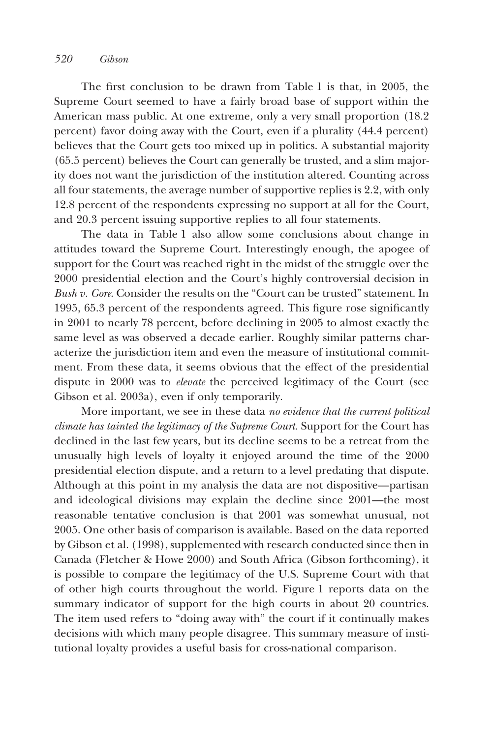The first conclusion to be drawn from Table 1 is that, in 2005, the Supreme Court seemed to have a fairly broad base of support within the American mass public. At one extreme, only a very small proportion (18.2 percent) favor doing away with the Court, even if a plurality (44.4 percent) believes that the Court gets too mixed up in politics. A substantial majority (65.5 percent) believes the Court can generally be trusted, and a slim majority does not want the jurisdiction of the institution altered. Counting across all four statements, the average number of supportive replies is 2.2, with only 12.8 percent of the respondents expressing no support at all for the Court, and 20.3 percent issuing supportive replies to all four statements.

The data in Table 1 also allow some conclusions about change in attitudes toward the Supreme Court. Interestingly enough, the apogee of support for the Court was reached right in the midst of the struggle over the 2000 presidential election and the Court's highly controversial decision in *Bush v. Gore*. Consider the results on the "Court can be trusted" statement. In 1995, 65.3 percent of the respondents agreed. This figure rose significantly in 2001 to nearly 78 percent, before declining in 2005 to almost exactly the same level as was observed a decade earlier. Roughly similar patterns characterize the jurisdiction item and even the measure of institutional commitment. From these data, it seems obvious that the effect of the presidential dispute in 2000 was to *elevate* the perceived legitimacy of the Court (see Gibson et al. 2003a), even if only temporarily.

More important, we see in these data *no evidence that the current political climate has tainted the legitimacy of the Supreme Court*. Support for the Court has declined in the last few years, but its decline seems to be a retreat from the unusually high levels of loyalty it enjoyed around the time of the 2000 presidential election dispute, and a return to a level predating that dispute. Although at this point in my analysis the data are not dispositive—partisan and ideological divisions may explain the decline since 2001—the most reasonable tentative conclusion is that 2001 was somewhat unusual, not 2005. One other basis of comparison is available. Based on the data reported by Gibson et al. (1998), supplemented with research conducted since then in Canada (Fletcher & Howe 2000) and South Africa (Gibson forthcoming), it is possible to compare the legitimacy of the U.S. Supreme Court with that of other high courts throughout the world. Figure 1 reports data on the summary indicator of support for the high courts in about 20 countries. The item used refers to "doing away with" the court if it continually makes decisions with which many people disagree. This summary measure of institutional loyalty provides a useful basis for cross-national comparison.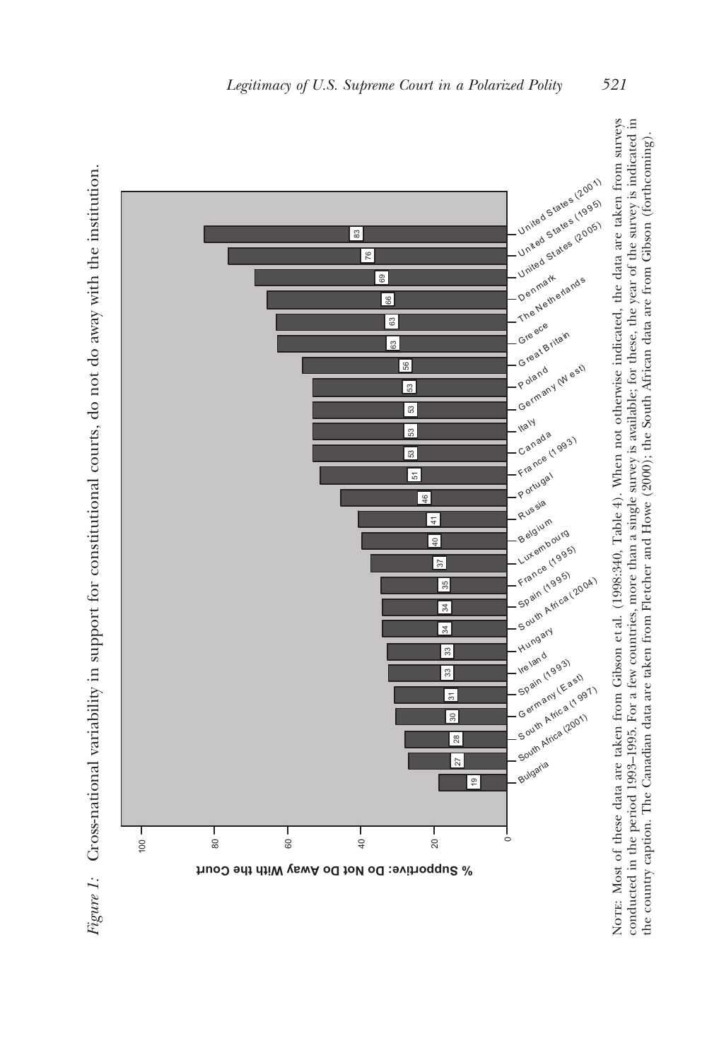*Figure 1:* Cross-national variability in support for constitutional courts, do not do away with the institution.

| Country | % Supportive: Do Not Do Away With the Court |
|---|---|
| United States (2001) | 83 |
| United States (1995) | 76 |
| United States (2005) | 69 |
| Denmark | 66 |
| The Netherlands | 63 |
| Greece | 63 |
| Great Britain | 56 |
| Poland | 53 |
| Germany (West) | 53 |
| Italy | 53 |
| Canada | 53 |
| France (1993) | 51 |
| Portugal | 46 |
| Russia | 41 |
| Belgium | 40 |
| Luxembourg | 37 |
| France (1995) | 35 |
| Spain (1995) | 34 |
| South Africa (2004) | 34 |
| Hungary | 33 |
| Ireland | 33 |
| Spain (1993) | 31 |
| Germany (East) | 30 |
| South Africa (1997) | 28 |
| South Africa (2001) | 27 |
| Bulgaria | 19 |

NOTE: Most of these data are taken from Gibson et al. (1998:340, Table 4). When not otherwise indicated, the data are taken from surveys conducted in the period 1993–1995. For a few countries, more than a single survey is available; for these, the year of the survey is indicated in the country caption. The Canadian data are taken from Fletcher and Howe (2000); the South African data are from Gibson (forthcoming).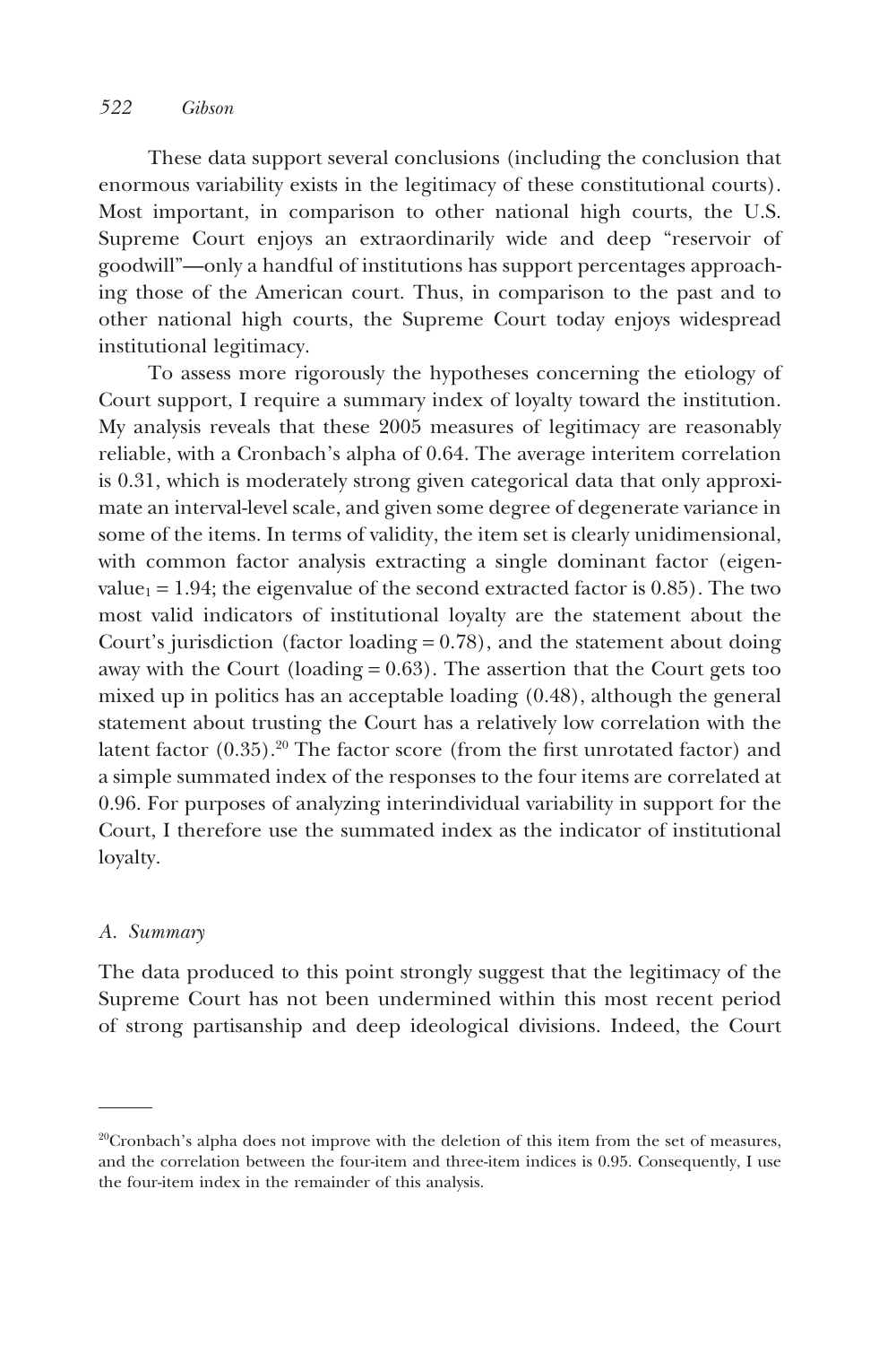These data support several conclusions (including the conclusion that enormous variability exists in the legitimacy of these constitutional courts). Most important, in comparison to other national high courts, the U.S. Supreme Court enjoys an extraordinarily wide and deep "reservoir of goodwill"—only a handful of institutions has support percentages approaching those of the American court. Thus, in comparison to the past and to other national high courts, the Supreme Court today enjoys widespread institutional legitimacy.

To assess more rigorously the hypotheses concerning the etiology of Court support, I require a summary index of loyalty toward the institution. My analysis reveals that these 2005 measures of legitimacy are reasonably reliable, with a Cronbach's alpha of 0.64. The average interitem correlation is 0.31, which is moderately strong given categorical data that only approximate an interval-level scale, and given some degree of degenerate variance in some of the items. In terms of validity, the item set is clearly unidimensional, with common factor analysis extracting a single dominant factor ($\text{eigenvalue}_1 = 1.94$; the eigenvalue of the second extracted factor is 0.85). The two most valid indicators of institutional loyalty are the statement about the Court's jurisdiction (factor loading = 0.78), and the statement about doing away with the Court (loading = 0.63). The assertion that the Court gets too mixed up in politics has an acceptable loading (0.48), although the general statement about trusting the Court has a relatively low correlation with the latent factor (0.35).[20] The factor score (from the first unrotated factor) and a simple summated index of the responses to the four items are correlated at 0.96. For purposes of analyzing interindividual variability in support for the Court, I therefore use the summated index as the indicator of institutional loyalty.

### *A. Summary*

The data produced to this point strongly suggest that the legitimacy of the Supreme Court has not been undermined within this most recent period of strong partisanship and deep ideological divisions. Indeed, the Court

---

[20] Cronbach's alpha does not improve with the deletion of this item from the set of measures, and the correlation between the four-item and three-item indices is 0.95. Consequently, I use the four-item index in the remainder of this analysis.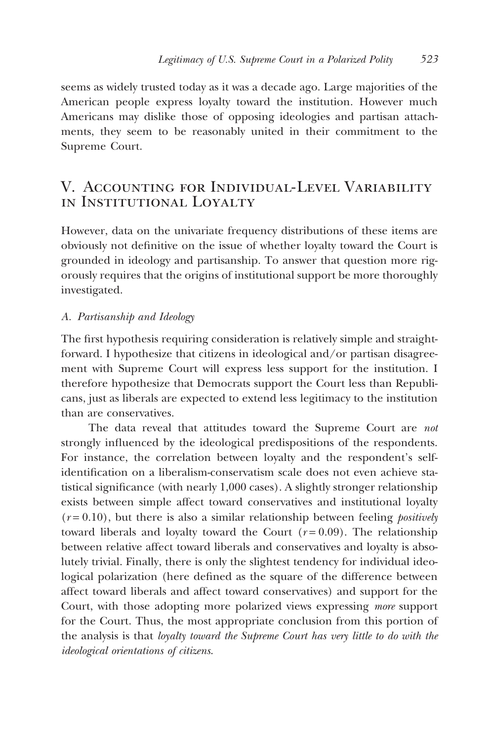seems as widely trusted today as it was a decade ago. Large majorities of the American people express loyalty toward the institution. However much Americans may dislike those of opposing ideologies and partisan attachments, they seem to be reasonably united in their commitment to the Supreme Court.

## V. Accounting for Individual-Level Variability in Institutional Loyalty

However, data on the univariate frequency distributions of these items are obviously not definitive on the issue of whether loyalty toward the Court is grounded in ideology and partisanship. To answer that question more rigorously requires that the origins of institutional support be more thoroughly investigated.

### *A. Partisanship and Ideology*

The first hypothesis requiring consideration is relatively simple and straightforward. I hypothesize that citizens in ideological and/or partisan disagreement with Supreme Court will express less support for the institution. I therefore hypothesize that Democrats support the Court less than Republicans, just as liberals are expected to extend less legitimacy to the institution than are conservatives.

The data reveal that attitudes toward the Supreme Court are *not* strongly influenced by the ideological predispositions of the respondents. For instance, the correlation between loyalty and the respondent's self-identification on a liberalism-conservatism scale does not even achieve statistical significance (with nearly 1,000 cases). A slightly stronger relationship exists between simple affect toward conservatives and institutional loyalty ($r = 0.10$), but there is also a similar relationship between feeling *positively* toward liberals and loyalty toward the Court ($r = 0.09$). The relationship between relative affect toward liberals and conservatives and loyalty is absolutely trivial. Finally, there is only the slightest tendency for individual ideological polarization (here defined as the square of the difference between affect toward liberals and affect toward conservatives) and support for the Court, with those adopting more polarized views expressing *more* support for the Court. Thus, the most appropriate conclusion from this portion of the analysis is that *loyalty toward the Supreme Court has very little to do with the ideological orientations of citizens*.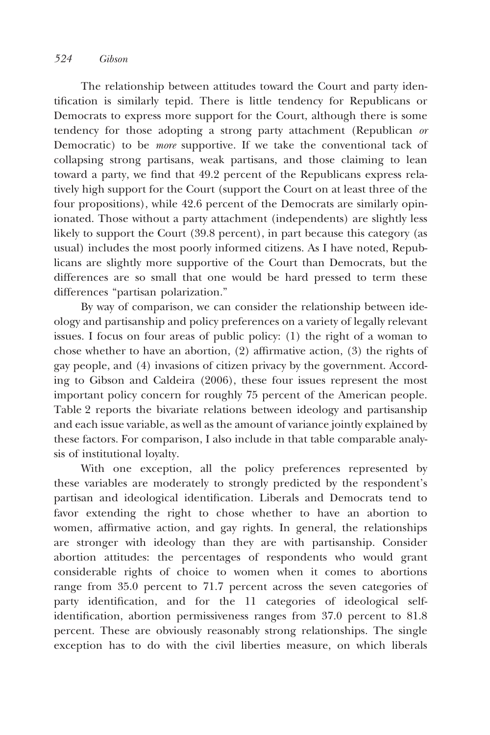The relationship between attitudes toward the Court and party identification is similarly tepid. There is little tendency for Republicans or Democrats to express more support for the Court, although there is some tendency for those adopting a strong party attachment (Republican *or* Democratic) to be *more* supportive. If we take the conventional tack of collapsing strong partisans, weak partisans, and those claiming to lean toward a party, we find that 49.2 percent of the Republicans express relatively high support for the Court (support the Court on at least three of the four propositions), while 42.6 percent of the Democrats are similarly opinionated. Those without a party attachment (independents) are slightly less likely to support the Court (39.8 percent), in part because this category (as usual) includes the most poorly informed citizens. As I have noted, Republicans are slightly more supportive of the Court than Democrats, but the differences are so small that one would be hard pressed to term these differences "partisan polarization."

By way of comparison, we can consider the relationship between ideology and partisanship and policy preferences on a variety of legally relevant issues. I focus on four areas of public policy: (1) the right of a woman to chose whether to have an abortion, (2) affirmative action, (3) the rights of gay people, and (4) invasions of citizen privacy by the government. According to Gibson and Caldeira (2006), these four issues represent the most important policy concern for roughly 75 percent of the American people. Table 2 reports the bivariate relations between ideology and partisanship and each issue variable, as well as the amount of variance jointly explained by these factors. For comparison, I also include in that table comparable analysis of institutional loyalty.

With one exception, all the policy preferences represented by these variables are moderately to strongly predicted by the respondent's partisan and ideological identification. Liberals and Democrats tend to favor extending the right to chose whether to have an abortion to women, affirmative action, and gay rights. In general, the relationships are stronger with ideology than they are with partisanship. Consider abortion attitudes: the percentages of respondents who would grant considerable rights of choice to women when it comes to abortions range from 35.0 percent to 71.7 percent across the seven categories of party identification, and for the 11 categories of ideological self-identification, abortion permissiveness ranges from 37.0 percent to 81.8 percent. These are obviously reasonably strong relationships. The single exception has to do with the civil liberties measure, on which liberals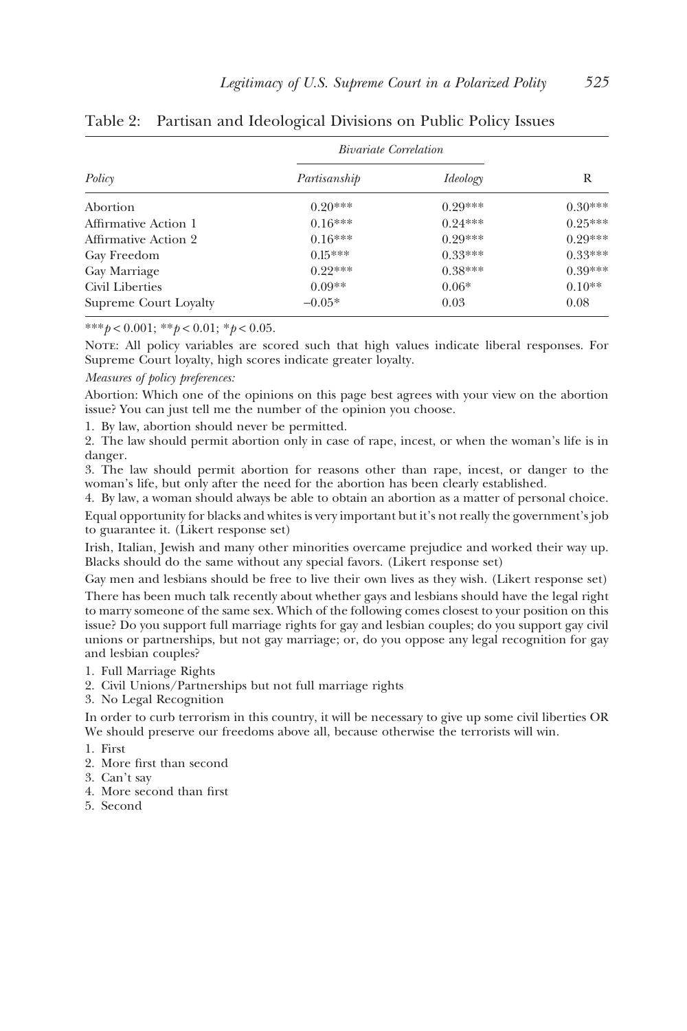Table 2: Partisan and Ideological Divisions on Public Policy Issues

| Policy | *Bivariate Correlation* | | R |
|---|---|---|---|
| | *Partisanship* | *Ideology* | |
| Abortion | 0.20*** | 0.29*** | 0.30*** |
| Affirmative Action 1 | 0.16*** | 0.24*** | 0.25*** |
| Affirmative Action 2 | 0.16*** | 0.29*** | 0.29*** |
| Gay Freedom | 0.15*** | 0.33*** | 0.33*** |
| Gay Marriage | 0.22*** | 0.38*** | 0.39*** |
| Civil Liberties | 0.09** | 0.06* | 0.10** |
| Supreme Court Loyalty | −0.05* | 0.03 | 0.08 |

***$p < 0.001$; **$p < 0.01$; *$p < 0.05$.

Note: All policy variables are scored such that high values indicate liberal responses. For Supreme Court loyalty, high scores indicate greater loyalty.

*Measures of policy preferences:*

Abortion: Which one of the opinions on this page best agrees with your view on the abortion issue? You can just tell me the number of the opinion you choose.

1. By law, abortion should never be permitted.
2. The law should permit abortion only in case of rape, incest, or when the woman's life is in danger.
3. The law should permit abortion for reasons other than rape, incest, or danger to the woman's life, but only after the need for the abortion has been clearly established.
4. By law, a woman should always be able to obtain an abortion as a matter of personal choice.

Equal opportunity for blacks and whites is very important but it's not really the government's job to guarantee it. (Likert response set)

Irish, Italian, Jewish and many other minorities overcame prejudice and worked their way up. Blacks should do the same without any special favors. (Likert response set)

Gay men and lesbians should be free to live their own lives as they wish. (Likert response set)

There has been much talk recently about whether gays and lesbians should have the legal right to marry someone of the same sex. Which of the following comes closest to your position on this issue? Do you support full marriage rights for gay and lesbian couples; do you support gay civil unions or partnerships, but not gay marriage; or, do you oppose any legal recognition for gay and lesbian couples?

1. Full Marriage Rights
2. Civil Unions/Partnerships but not full marriage rights
3. No Legal Recognition

In order to curb terrorism in this country, it will be necessary to give up some civil liberties OR We should preserve our freedoms above all, because otherwise the terrorists will win.

1. First
2. More first than second
3. Can't say
4. More second than first
5. Second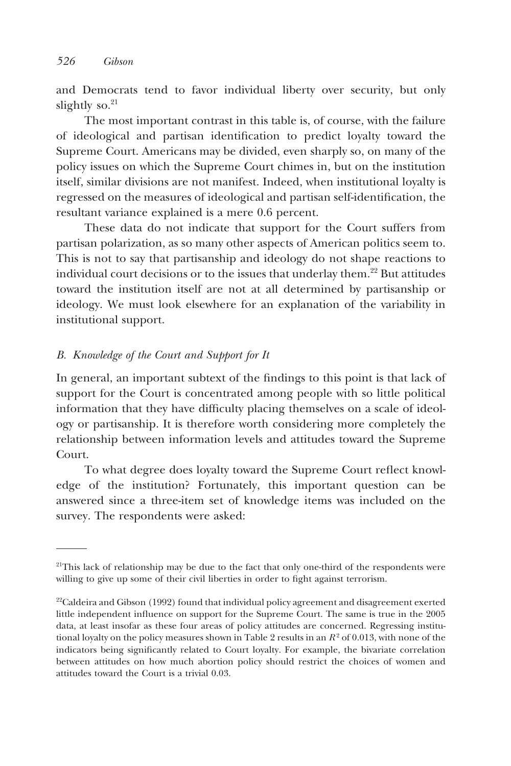and Democrats tend to favor individual liberty over security, but only slightly so.[21]

The most important contrast in this table is, of course, with the failure of ideological and partisan identification to predict loyalty toward the Supreme Court. Americans may be divided, even sharply so, on many of the policy issues on which the Supreme Court chimes in, but on the institution itself, similar divisions are not manifest. Indeed, when institutional loyalty is regressed on the measures of ideological and partisan self-identification, the resultant variance explained is a mere 0.6 percent.

These data do not indicate that support for the Court suffers from partisan polarization, as so many other aspects of American politics seem to. This is not to say that partisanship and ideology do not shape reactions to individual court decisions or to the issues that underlay them.[22] But attitudes toward the institution itself are not at all determined by partisanship or ideology. We must look elsewhere for an explanation of the variability in institutional support.

### *B. Knowledge of the Court and Support for It*

In general, an important subtext of the findings to this point is that lack of support for the Court is concentrated among people with so little political information that they have difficulty placing themselves on a scale of ideology or partisanship. It is therefore worth considering more completely the relationship between information levels and attitudes toward the Supreme Court.

To what degree does loyalty toward the Supreme Court reflect knowledge of the institution? Fortunately, this important question can be answered since a three-item set of knowledge items was included on the survey. The respondents were asked:

---

[21]This lack of relationship may be due to the fact that only one-third of the respondents were willing to give up some of their civil liberties in order to fight against terrorism.

[22]Caldeira and Gibson (1992) found that individual policy agreement and disagreement exerted little independent influence on support for the Supreme Court. The same is true in the 2005 data, at least insofar as these four areas of policy attitudes are concerned. Regressing institutional loyalty on the policy measures shown in Table 2 results in an $R^2$ of 0.013, with none of the indicators being significantly related to Court loyalty. For example, the bivariate correlation between attitudes on how much abortion policy should restrict the choices of women and attitudes toward the Court is a trivial 0.03.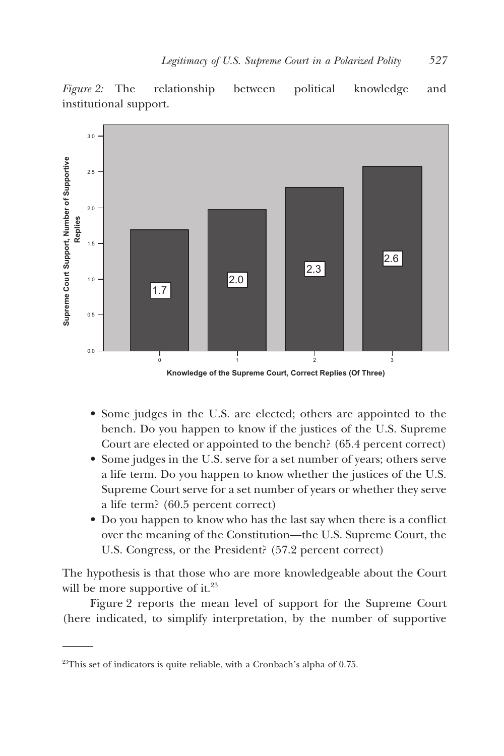*Figure 2:* The relationship between political knowledge and institutional support.

- Some judges in the U.S. are elected; others are appointed to the bench. Do you happen to know if the justices of the U.S. Supreme Court are elected or appointed to the bench? (65.4 percent correct)
- Some judges in the U.S. serve for a set number of years; others serve a life term. Do you happen to know whether the justices of the U.S. Supreme Court serve for a set number of years or whether they serve a life term? (60.5 percent correct)
- Do you happen to know who has the last say when there is a conflict over the meaning of the Constitution—the U.S. Supreme Court, the U.S. Congress, or the President? (57.2 percent correct)

The hypothesis is that those who are more knowledgeable about the Court will be more supportive of it.[23]

Figure 2 reports the mean level of support for the Supreme Court (here indicated, to simplify interpretation, by the number of supportive

[23]This set of indicators is quite reliable, with a Cronbach's alpha of 0.75.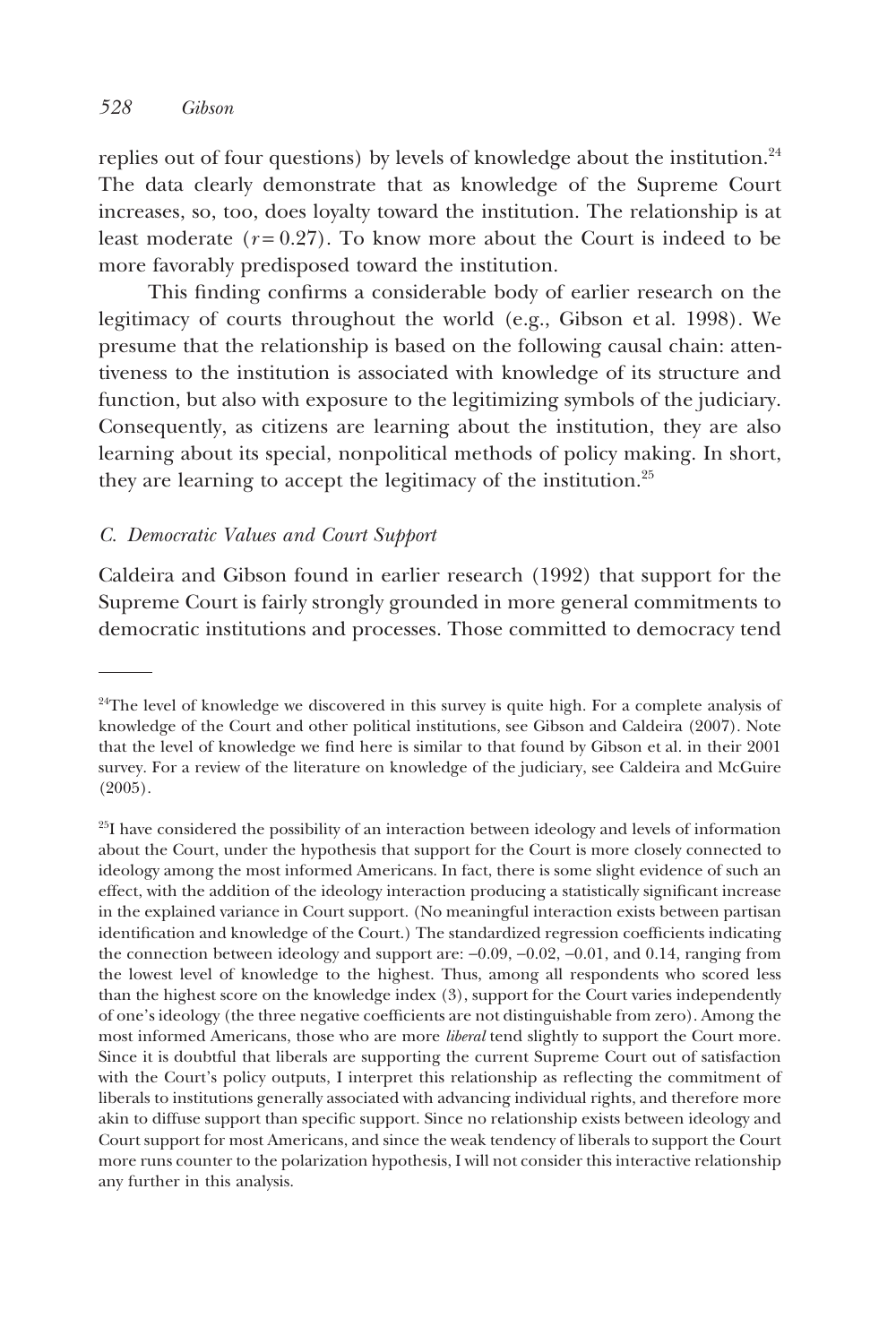replies out of four questions) by levels of knowledge about the institution.[24] The data clearly demonstrate that as knowledge of the Supreme Court increases, so, too, does loyalty toward the institution. The relationship is at least moderate ($r = 0.27$). To know more about the Court is indeed to be more favorably predisposed toward the institution.

This finding confirms a considerable body of earlier research on the legitimacy of courts throughout the world (e.g., Gibson et al. 1998). We presume that the relationship is based on the following causal chain: attentiveness to the institution is associated with knowledge of its structure and function, but also with exposure to the legitimizing symbols of the judiciary. Consequently, as citizens are learning about the institution, they are also learning about its special, nonpolitical methods of policy making. In short, they are learning to accept the legitimacy of the institution.[25]

### *C. Democratic Values and Court Support*

Caldeira and Gibson found in earlier research (1992) that support for the Supreme Court is fairly strongly grounded in more general commitments to democratic institutions and processes. Those committed to democracy tend

---

[24]The level of knowledge we discovered in this survey is quite high. For a complete analysis of knowledge of the Court and other political institutions, see Gibson and Caldeira (2007). Note that the level of knowledge we find here is similar to that found by Gibson et al. in their 2001 survey. For a review of the literature on knowledge of the judiciary, see Caldeira and McGuire (2005).

[25]I have considered the possibility of an interaction between ideology and levels of information about the Court, under the hypothesis that support for the Court is more closely connected to ideology among the most informed Americans. In fact, there is some slight evidence of such an effect, with the addition of the ideology interaction producing a statistically significant increase in the explained variance in Court support. (No meaningful interaction exists between partisan identification and knowledge of the Court.) The standardized regression coefficients indicating the connection between ideology and support are: −0.09, −0.02, −0.01, and 0.14, ranging from the lowest level of knowledge to the highest. Thus, among all respondents who scored less than the highest score on the knowledge index (3), support for the Court varies independently of one's ideology (the three negative coefficients are not distinguishable from zero). Among the most informed Americans, those who are more *liberal* tend slightly to support the Court more. Since it is doubtful that liberals are supporting the current Supreme Court out of satisfaction with the Court's policy outputs, I interpret this relationship as reflecting the commitment of liberals to institutions generally associated with advancing individual rights, and therefore more akin to diffuse support than specific support. Since no relationship exists between ideology and Court support for most Americans, and since the weak tendency of liberals to support the Court more runs counter to the polarization hypothesis, I will not consider this interactive relationship any further in this analysis.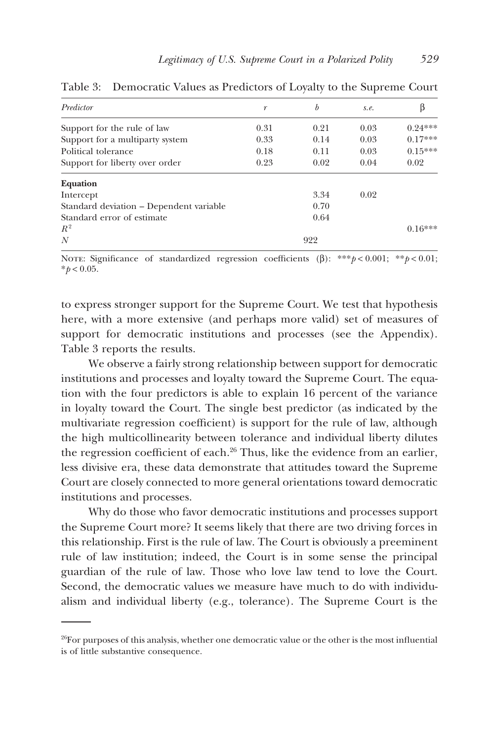Table 3: Democratic Values as Predictors of Loyalty to the Supreme Court

| *Predictor* | *r* | *b* | *s.e.* | β |
|---|---|---|---|---|
| Support for the rule of law | 0.31 | 0.21 | 0.03 | 0.24*** |
| Support for a multiparty system | 0.33 | 0.14 | 0.03 | 0.17*** |
| Political tolerance | 0.18 | 0.11 | 0.03 | 0.15*** |
| Support for liberty over order | 0.23 | 0.02 | 0.04 | 0.02 |
| **Equation** | | | | |
| Intercept | | 3.34 | 0.02 | |
| Standard deviation – Dependent variable | | 0.70 | | |
| Standard error of estimate | | 0.64 | | |
| $R^2$ | | | | 0.16*** |
| $N$ | | 922 | | |

NOTE: Significance of standardized regression coefficients (β): *** $p < 0.001$; ** $p < 0.01$; * $p < 0.05$.

to express stronger support for the Supreme Court. We test that hypothesis here, with a more extensive (and perhaps more valid) set of measures of support for democratic institutions and processes (see the Appendix). Table 3 reports the results.

We observe a fairly strong relationship between support for democratic institutions and processes and loyalty toward the Supreme Court. The equation with the four predictors is able to explain 16 percent of the variance in loyalty toward the Court. The single best predictor (as indicated by the multivariate regression coefficient) is support for the rule of law, although the high multicollinearity between tolerance and individual liberty dilutes the regression coefficient of each.[26] Thus, like the evidence from an earlier, less divisive era, these data demonstrate that attitudes toward the Supreme Court are closely connected to more general orientations toward democratic institutions and processes.

Why do those who favor democratic institutions and processes support the Supreme Court more? It seems likely that there are two driving forces in this relationship. First is the rule of law. The Court is obviously a preeminent rule of law institution; indeed, the Court is in some sense the principal guardian of the rule of law. Those who love law tend to love the Court. Second, the democratic values we measure have much to do with individualism and individual liberty (e.g., tolerance). The Supreme Court is the

[26] For purposes of this analysis, whether one democratic value or the other is the most influential is of little substantive consequence.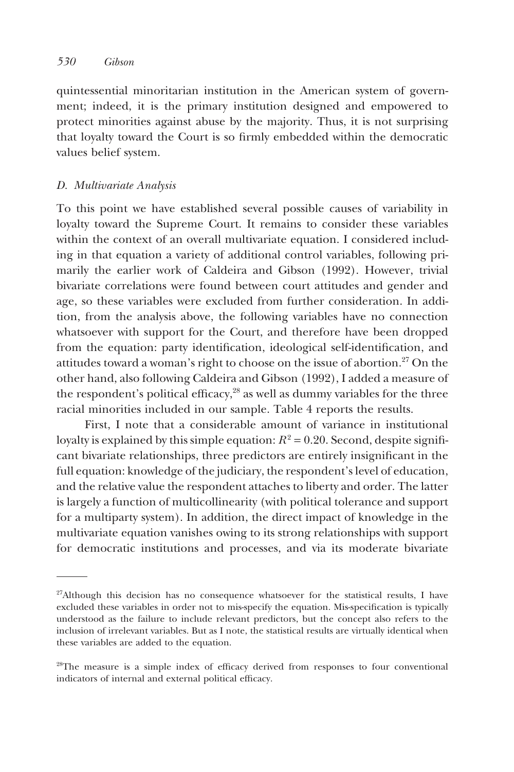quintessential minoritarian institution in the American system of government; indeed, it is the primary institution designed and empowered to protect minorities against abuse by the majority. Thus, it is not surprising that loyalty toward the Court is so firmly embedded within the democratic values belief system.

### *D. Multivariate Analysis*

To this point we have established several possible causes of variability in loyalty toward the Supreme Court. It remains to consider these variables within the context of an overall multivariate equation. I considered including in that equation a variety of additional control variables, following primarily the earlier work of Caldeira and Gibson (1992). However, trivial bivariate correlations were found between court attitudes and gender and age, so these variables were excluded from further consideration. In addition, from the analysis above, the following variables have no connection whatsoever with support for the Court, and therefore have been dropped from the equation: party identification, ideological self-identification, and attitudes toward a woman's right to choose on the issue of abortion.[27] On the other hand, also following Caldeira and Gibson (1992), I added a measure of the respondent's political efficacy,[28] as well as dummy variables for the three racial minorities included in our sample. Table 4 reports the results.

First, I note that a considerable amount of variance in institutional loyalty is explained by this simple equation: $R^2 = 0.20$. Second, despite significant bivariate relationships, three predictors are entirely insignificant in the full equation: knowledge of the judiciary, the respondent's level of education, and the relative value the respondent attaches to liberty and order. The latter is largely a function of multicollinearity (with political tolerance and support for a multiparty system). In addition, the direct impact of knowledge in the multivariate equation vanishes owing to its strong relationships with support for democratic institutions and processes, and via its moderate bivariate

---

[27]Although this decision has no consequence whatsoever for the statistical results, I have excluded these variables in order not to mis-specify the equation. Mis-specification is typically understood as the failure to include relevant predictors, but the concept also refers to the inclusion of irrelevant variables. But as I note, the statistical results are virtually identical when these variables are added to the equation.

[28]The measure is a simple index of efficacy derived from responses to four conventional indicators of internal and external political efficacy.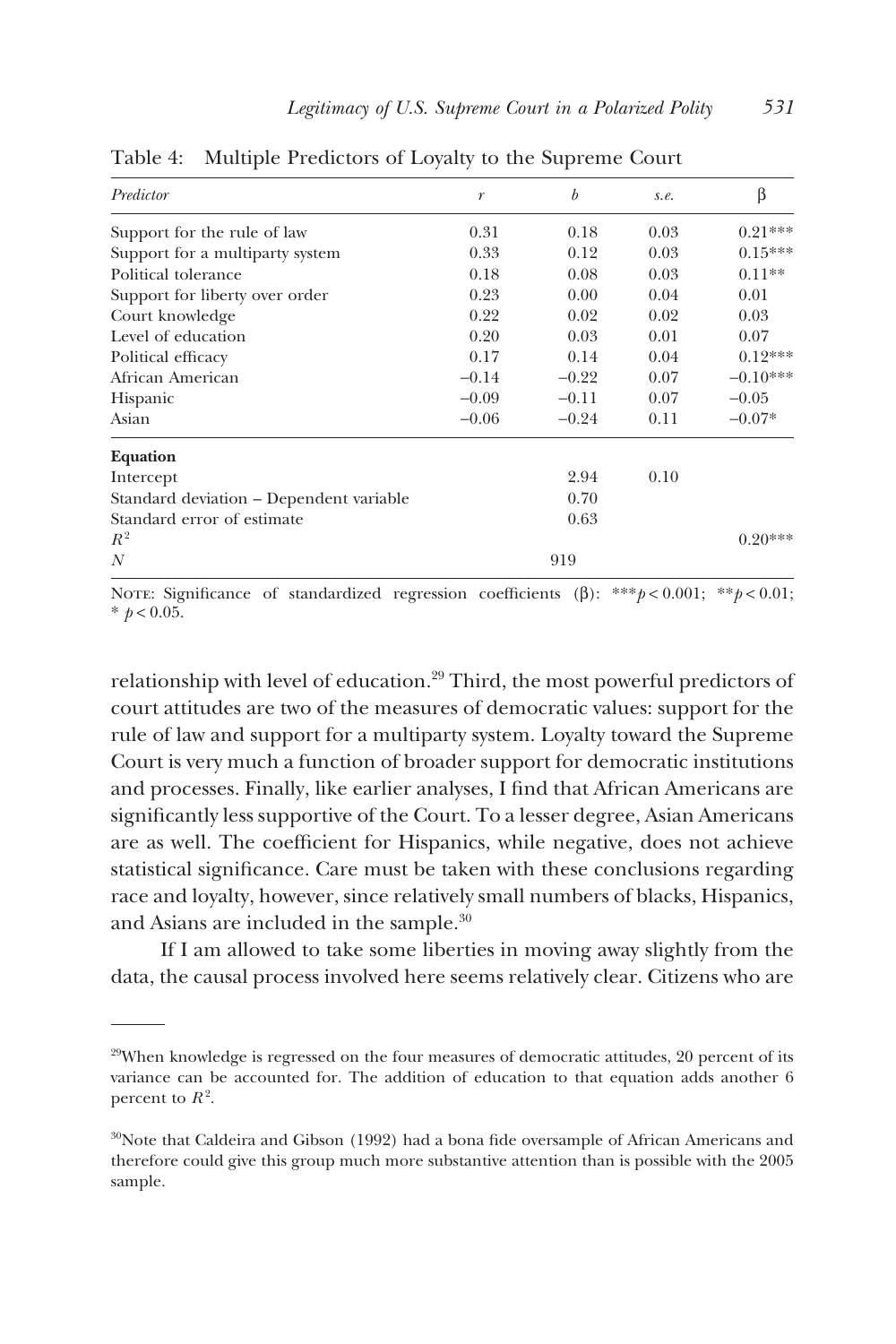Table 4: Multiple Predictors of Loyalty to the Supreme Court

| *Predictor* | *r* | *b* | *s.e.* | β |
|---|---|---|---|---|
| Support for the rule of law | 0.31 | 0.18 | 0.03 | 0.21*** |
| Support for a multiparty system | 0.33 | 0.12 | 0.03 | 0.15*** |
| Political tolerance | 0.18 | 0.08 | 0.03 | 0.11** |
| Support for liberty over order | 0.23 | 0.00 | 0.04 | 0.01 |
| Court knowledge | 0.22 | 0.02 | 0.02 | 0.03 |
| Level of education | 0.20 | 0.03 | 0.01 | 0.07 |
| Political efficacy | 0.17 | 0.14 | 0.04 | 0.12*** |
| African American | −0.14 | −0.22 | 0.07 | −0.10*** |
| Hispanic | −0.09 | −0.11 | 0.07 | −0.05 |
| Asian | −0.06 | −0.24 | 0.11 | −0.07* |
| **Equation** | | | | |
| Intercept | | 2.94 | 0.10 | |
| Standard deviation – Dependent variable | | 0.70 | | |
| Standard error of estimate | | 0.63 | | |
| $R^2$ | | | | 0.20*** |
| *N* | | 919 | | |

Note: Significance of standardized regression coefficients (β): *** $p < 0.001$; ** $p < 0.01$; * $p < 0.05$.

relationship with level of education.[29] Third, the most powerful predictors of court attitudes are two of the measures of democratic values: support for the rule of law and support for a multiparty system. Loyalty toward the Supreme Court is very much a function of broader support for democratic institutions and processes. Finally, like earlier analyses, I find that African Americans are significantly less supportive of the Court. To a lesser degree, Asian Americans are as well. The coefficient for Hispanics, while negative, does not achieve statistical significance. Care must be taken with these conclusions regarding race and loyalty, however, since relatively small numbers of blacks, Hispanics, and Asians are included in the sample.[30]

If I am allowed to take some liberties in moving away slightly from the data, the causal process involved here seems relatively clear. Citizens who are

[29]When knowledge is regressed on the four measures of democratic attitudes, 20 percent of its variance can be accounted for. The addition of education to that equation adds another 6 percent to $R^2$.

[30]Note that Caldeira and Gibson (1992) had a bona fide oversample of African Americans and therefore could give this group much more substantive attention than is possible with the 2005 sample.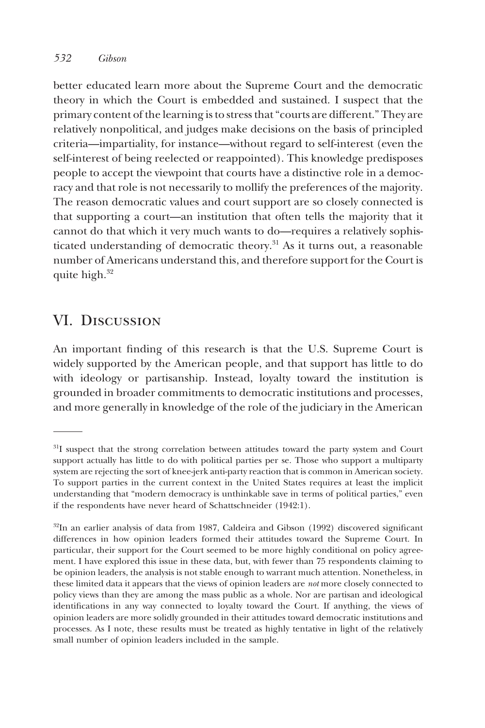better educated learn more about the Supreme Court and the democratic theory in which the Court is embedded and sustained. I suspect that the primary content of the learning is to stress that "courts are different." They are relatively nonpolitical, and judges make decisions on the basis of principled criteria—impartiality, for instance—without regard to self-interest (even the self-interest of being reelected or reappointed). This knowledge predisposes people to accept the viewpoint that courts have a distinctive role in a democracy and that role is not necessarily to mollify the preferences of the majority. The reason democratic values and court support are so closely connected is that supporting a court—an institution that often tells the majority that it cannot do that which it very much wants to do—requires a relatively sophisticated understanding of democratic theory.[31] As it turns out, a reasonable number of Americans understand this, and therefore support for the Court is quite high.[32]

## VI. Discussion

An important finding of this research is that the U.S. Supreme Court is widely supported by the American people, and that support has little to do with ideology or partisanship. Instead, loyalty toward the institution is grounded in broader commitments to democratic institutions and processes, and more generally in knowledge of the role of the judiciary in the American

---

[31]I suspect that the strong correlation between attitudes toward the party system and Court support actually has little to do with political parties per se. Those who support a multiparty system are rejecting the sort of knee-jerk anti-party reaction that is common in American society. To support parties in the current context in the United States requires at least the implicit understanding that "modern democracy is unthinkable save in terms of political parties," even if the respondents have never heard of Schattschneider (1942:1).

[32]In an earlier analysis of data from 1987, Caldeira and Gibson (1992) discovered significant differences in how opinion leaders formed their attitudes toward the Supreme Court. In particular, their support for the Court seemed to be more highly conditional on policy agreement. I have explored this issue in these data, but, with fewer than 75 respondents claiming to be opinion leaders, the analysis is not stable enough to warrant much attention. Nonetheless, in these limited data it appears that the views of opinion leaders are *not* more closely connected to policy views than they are among the mass public as a whole. Nor are partisan and ideological identifications in any way connected to loyalty toward the Court. If anything, the views of opinion leaders are more solidly grounded in their attitudes toward democratic institutions and processes. As I note, these results must be treated as highly tentative in light of the relatively small number of opinion leaders included in the sample.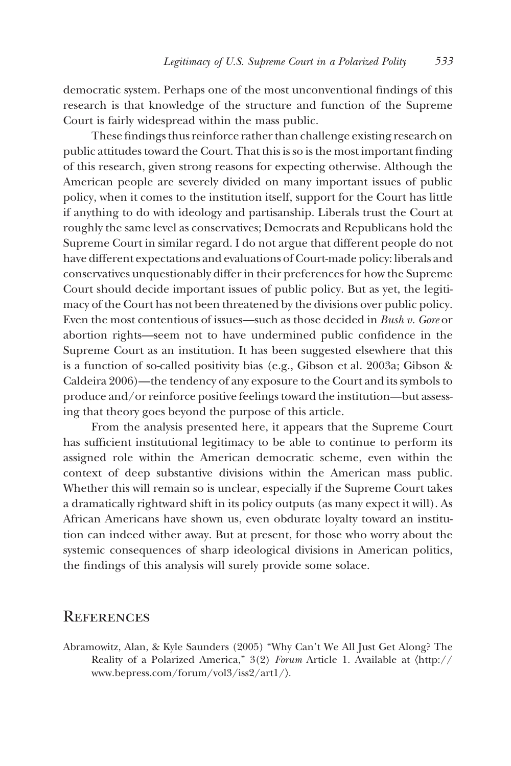democratic system. Perhaps one of the most unconventional findings of this research is that knowledge of the structure and function of the Supreme Court is fairly widespread within the mass public.

These findings thus reinforce rather than challenge existing research on public attitudes toward the Court. That this is so is the most important finding of this research, given strong reasons for expecting otherwise. Although the American people are severely divided on many important issues of public policy, when it comes to the institution itself, support for the Court has little if anything to do with ideology and partisanship. Liberals trust the Court at roughly the same level as conservatives; Democrats and Republicans hold the Supreme Court in similar regard. I do not argue that different people do not have different expectations and evaluations of Court-made policy: liberals and conservatives unquestionably differ in their preferences for how the Supreme Court should decide important issues of public policy. But as yet, the legitimacy of the Court has not been threatened by the divisions over public policy. Even the most contentious of issues—such as those decided in *Bush v. Gore* or abortion rights—seem not to have undermined public confidence in the Supreme Court as an institution. It has been suggested elsewhere that this is a function of so-called positivity bias (e.g., Gibson et al. 2003a; Gibson & Caldeira 2006)—the tendency of any exposure to the Court and its symbols to produce and/or reinforce positive feelings toward the institution—but assessing that theory goes beyond the purpose of this article.

From the analysis presented here, it appears that the Supreme Court has sufficient institutional legitimacy to be able to continue to perform its assigned role within the American democratic scheme, even within the context of deep substantive divisions within the American mass public. Whether this will remain so is unclear, especially if the Supreme Court takes a dramatically rightward shift in its policy outputs (as many expect it will). As African Americans have shown us, even obdurate loyalty toward an institution can indeed wither away. But at present, for those who worry about the systemic consequences of sharp ideological divisions in American politics, the findings of this analysis will surely provide some solace.

## References

Abramowitz, Alan, & Kyle Saunders (2005) "Why Can't We All Just Get Along? The Reality of a Polarized America," 3(2) *Forum* Article 1. Available at ⟨http://www.bepress.com/forum/vol3/iss2/art1/⟩.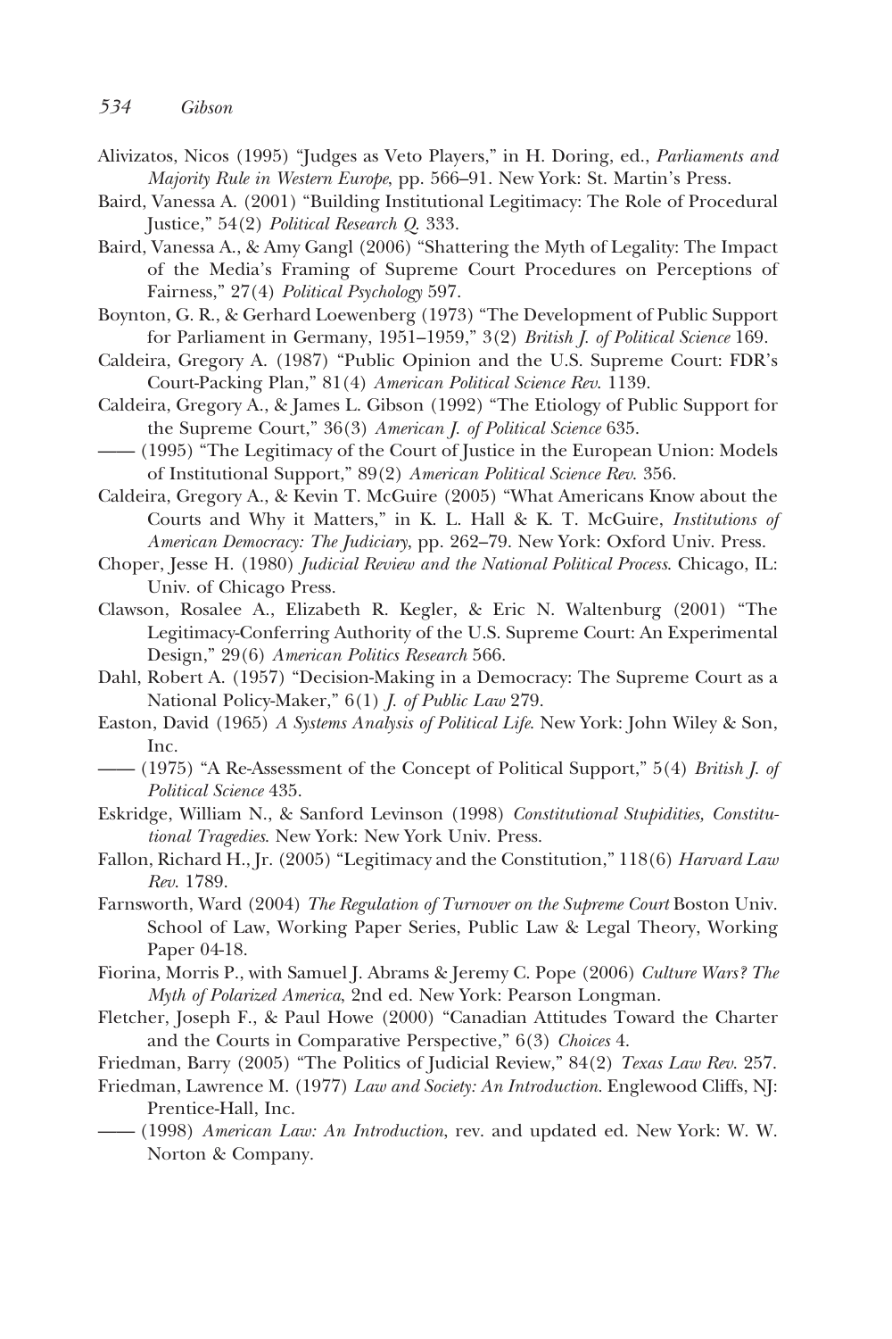Alivizatos, Nicos (1995) "Judges as Veto Players," in H. Doring, ed., *Parliaments and Majority Rule in Western Europe*, pp. 566–91. New York: St. Martin's Press.

Baird, Vanessa A. (2001) "Building Institutional Legitimacy: The Role of Procedural Justice," 54(2) *Political Research Q.* 333.

Baird, Vanessa A., & Amy Gangl (2006) "Shattering the Myth of Legality: The Impact of the Media's Framing of Supreme Court Procedures on Perceptions of Fairness," 27(4) *Political Psychology* 597.

Boynton, G. R., & Gerhard Loewenberg (1973) "The Development of Public Support for Parliament in Germany, 1951–1959," 3(2) *British J. of Political Science* 169.

Caldeira, Gregory A. (1987) "Public Opinion and the U.S. Supreme Court: FDR's Court-Packing Plan," 81(4) *American Political Science Rev.* 1139.

Caldeira, Gregory A., & James L. Gibson (1992) "The Etiology of Public Support for the Supreme Court," 36(3) *American J. of Political Science* 635.

—— (1995) "The Legitimacy of the Court of Justice in the European Union: Models of Institutional Support," 89(2) *American Political Science Rev.* 356.

Caldeira, Gregory A., & Kevin T. McGuire (2005) "What Americans Know about the Courts and Why it Matters," in K. L. Hall & K. T. McGuire, *Institutions of American Democracy: The Judiciary*, pp. 262–79. New York: Oxford Univ. Press.

Choper, Jesse H. (1980) *Judicial Review and the National Political Process*. Chicago, IL: Univ. of Chicago Press.

Clawson, Rosalee A., Elizabeth R. Kegler, & Eric N. Waltenburg (2001) "The Legitimacy-Conferring Authority of the U.S. Supreme Court: An Experimental Design," 29(6) *American Politics Research* 566.

Dahl, Robert A. (1957) "Decision-Making in a Democracy: The Supreme Court as a National Policy-Maker," 6(1) *J. of Public Law* 279.

Easton, David (1965) *A Systems Analysis of Political Life*. New York: John Wiley & Son, Inc.

—— (1975) "A Re-Assessment of the Concept of Political Support," 5(4) *British J. of Political Science* 435.

Eskridge, William N., & Sanford Levinson (1998) *Constitutional Stupidities, Constitutional Tragedies*. New York: New York Univ. Press.

Fallon, Richard H., Jr. (2005) "Legitimacy and the Constitution," 118(6) *Harvard Law Rev.* 1789.

Farnsworth, Ward (2004) *The Regulation of Turnover on the Supreme Court* Boston Univ. School of Law, Working Paper Series, Public Law & Legal Theory, Working Paper 04-18.

Fiorina, Morris P., with Samuel J. Abrams & Jeremy C. Pope (2006) *Culture Wars? The Myth of Polarized America*, 2nd ed. New York: Pearson Longman.

Fletcher, Joseph F., & Paul Howe (2000) "Canadian Attitudes Toward the Charter and the Courts in Comparative Perspective," 6(3) *Choices* 4.

Friedman, Barry (2005) "The Politics of Judicial Review," 84(2) *Texas Law Rev.* 257.

Friedman, Lawrence M. (1977) *Law and Society: An Introduction*. Englewood Cliffs, NJ: Prentice-Hall, Inc.

—— (1998) *American Law: An Introduction*, rev. and updated ed. New York: W. W. Norton & Company.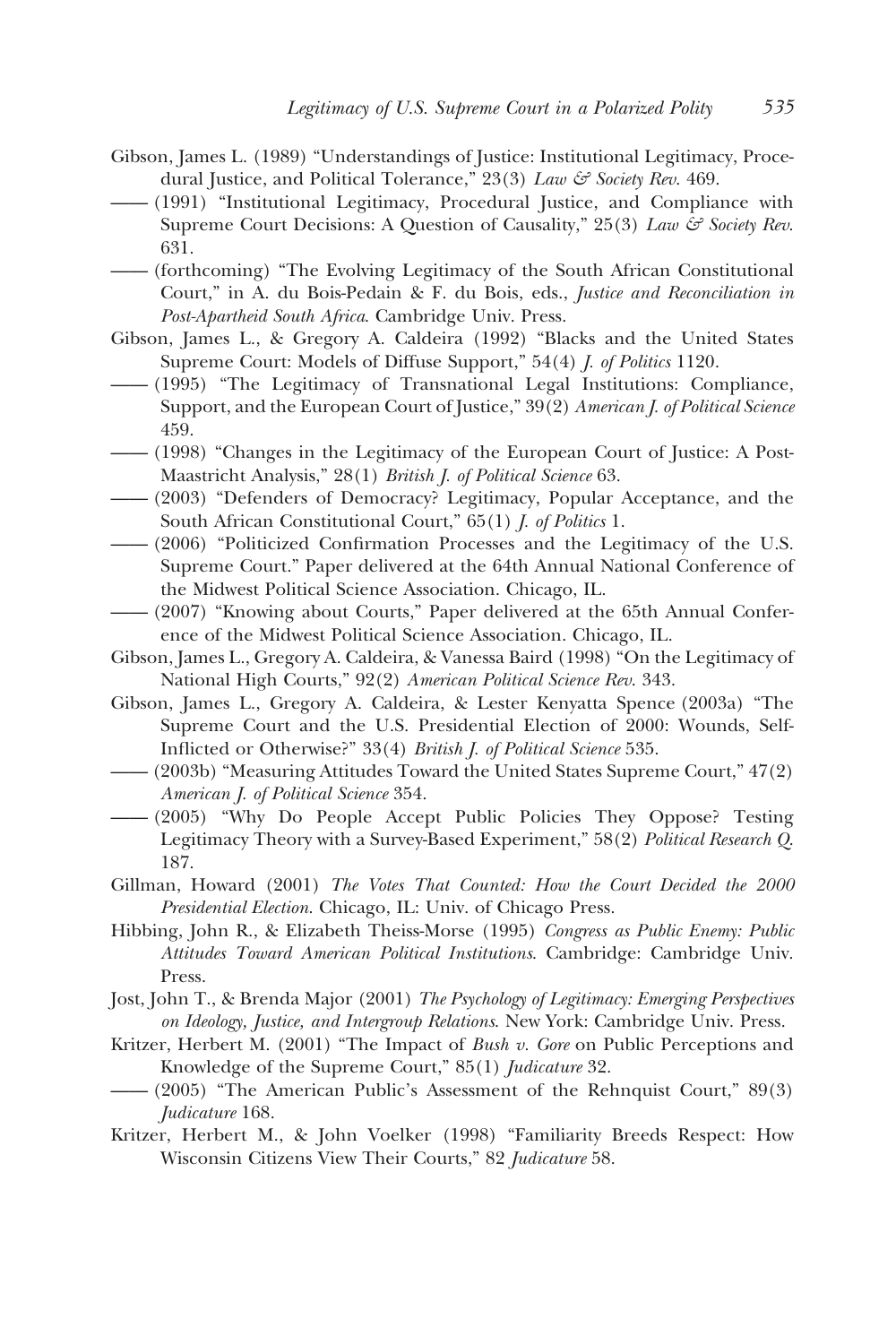Gibson, James L. (1989) "Understandings of Justice: Institutional Legitimacy, Procedural Justice, and Political Tolerance," 23(3) *Law & Society Rev.* 469.

—— (1991) "Institutional Legitimacy, Procedural Justice, and Compliance with Supreme Court Decisions: A Question of Causality," 25(3) *Law & Society Rev.* 631.

—— (forthcoming) "The Evolving Legitimacy of the South African Constitutional Court," in A. du Bois-Pedain & F. du Bois, eds., *Justice and Reconciliation in Post-Apartheid South Africa*. Cambridge Univ. Press.

Gibson, James L., & Gregory A. Caldeira (1992) "Blacks and the United States Supreme Court: Models of Diffuse Support," 54(4) *J. of Politics* 1120.

—— (1995) "The Legitimacy of Transnational Legal Institutions: Compliance, Support, and the European Court of Justice," 39(2) *American J. of Political Science* 459.

—— (1998) "Changes in the Legitimacy of the European Court of Justice: A Post-Maastricht Analysis," 28(1) *British J. of Political Science* 63.

—— (2003) "Defenders of Democracy? Legitimacy, Popular Acceptance, and the South African Constitutional Court," 65(1) *J. of Politics* 1.

—— (2006) "Politicized Confirmation Processes and the Legitimacy of the U.S. Supreme Court." Paper delivered at the 64th Annual National Conference of the Midwest Political Science Association. Chicago, IL.

—— (2007) "Knowing about Courts," Paper delivered at the 65th Annual Conference of the Midwest Political Science Association. Chicago, IL.

Gibson, James L., Gregory A. Caldeira, & Vanessa Baird (1998) "On the Legitimacy of National High Courts," 92(2) *American Political Science Rev.* 343.

Gibson, James L., Gregory A. Caldeira, & Lester Kenyatta Spence (2003a) "The Supreme Court and the U.S. Presidential Election of 2000: Wounds, Self-Inflicted or Otherwise?" 33(4) *British J. of Political Science* 535.

—— (2003b) "Measuring Attitudes Toward the United States Supreme Court," 47(2) *American J. of Political Science* 354.

—— (2005) "Why Do People Accept Public Policies They Oppose? Testing Legitimacy Theory with a Survey-Based Experiment," 58(2) *Political Research Q.* 187.

Gillman, Howard (2001) *The Votes That Counted: How the Court Decided the 2000 Presidential Election*. Chicago, IL: Univ. of Chicago Press.

Hibbing, John R., & Elizabeth Theiss-Morse (1995) *Congress as Public Enemy: Public Attitudes Toward American Political Institutions*. Cambridge: Cambridge Univ. Press.

Jost, John T., & Brenda Major (2001) *The Psychology of Legitimacy: Emerging Perspectives on Ideology, Justice, and Intergroup Relations*. New York: Cambridge Univ. Press.

Kritzer, Herbert M. (2001) "The Impact of *Bush v. Gore* on Public Perceptions and Knowledge of the Supreme Court," 85(1) *Judicature* 32.

—— (2005) "The American Public's Assessment of the Rehnquist Court," 89(3) *Judicature* 168.

Kritzer, Herbert M., & John Voelker (1998) "Familiarity Breeds Respect: How Wisconsin Citizens View Their Courts," 82 *Judicature* 58.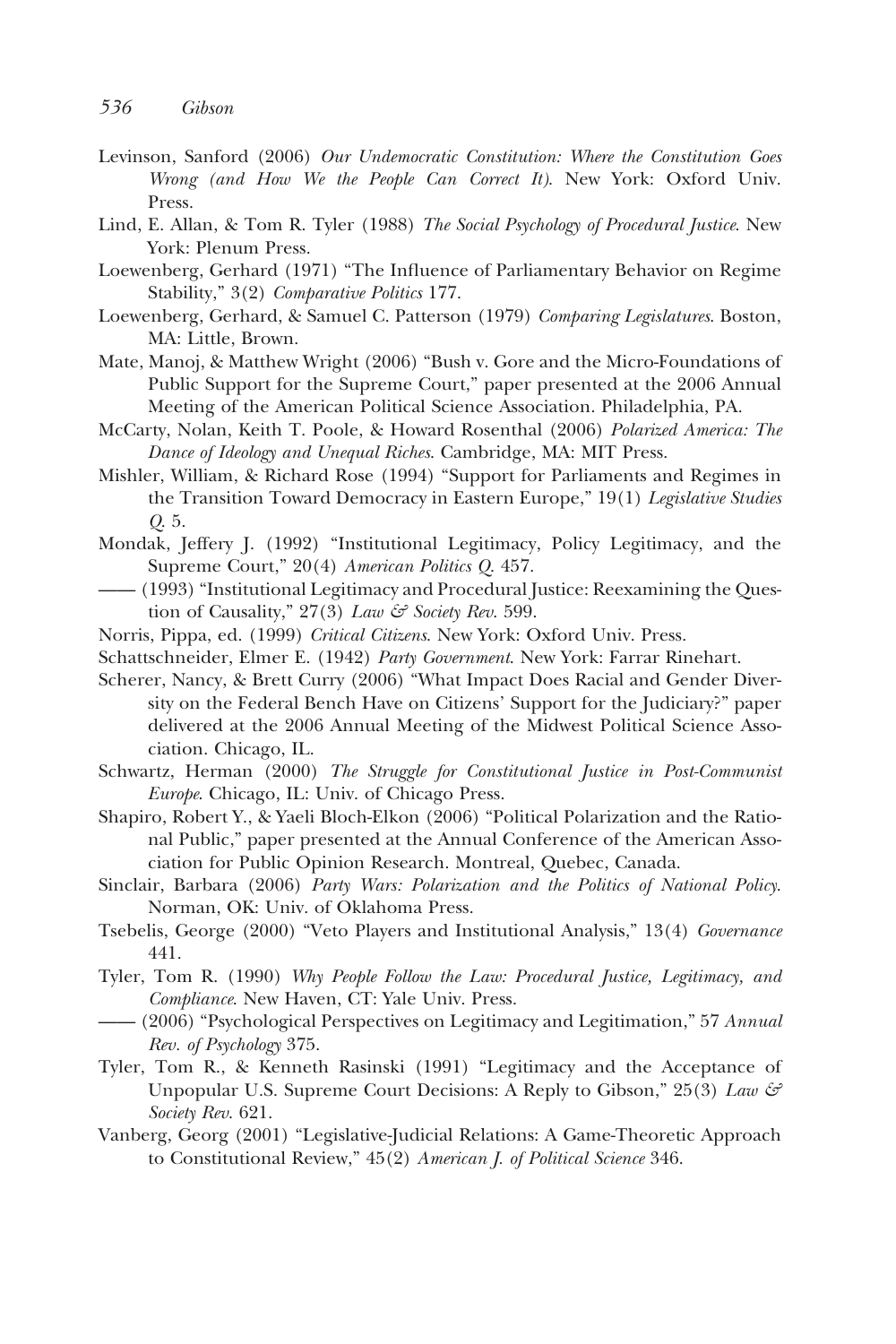Levinson, Sanford (2006) *Our Undemocratic Constitution: Where the Constitution Goes Wrong (and How We the People Can Correct It)*. New York: Oxford Univ. Press.

Lind, E. Allan, & Tom R. Tyler (1988) *The Social Psychology of Procedural Justice*. New York: Plenum Press.

Loewenberg, Gerhard (1971) "The Influence of Parliamentary Behavior on Regime Stability," 3(2) *Comparative Politics* 177.

Loewenberg, Gerhard, & Samuel C. Patterson (1979) *Comparing Legislatures*. Boston, MA: Little, Brown.

Mate, Manoj, & Matthew Wright (2006) "Bush v. Gore and the Micro-Foundations of Public Support for the Supreme Court," paper presented at the 2006 Annual Meeting of the American Political Science Association. Philadelphia, PA.

McCarty, Nolan, Keith T. Poole, & Howard Rosenthal (2006) *Polarized America: The Dance of Ideology and Unequal Riches*. Cambridge, MA: MIT Press.

Mishler, William, & Richard Rose (1994) "Support for Parliaments and Regimes in the Transition Toward Democracy in Eastern Europe," 19(1) *Legislative Studies Q.* 5.

Mondak, Jeffery J. (1992) "Institutional Legitimacy, Policy Legitimacy, and the Supreme Court," 20(4) *American Politics Q.* 457.

—— (1993) "Institutional Legitimacy and Procedural Justice: Reexamining the Question of Causality," 27(3) *Law & Society Rev.* 599.

Norris, Pippa, ed. (1999) *Critical Citizens*. New York: Oxford Univ. Press.

Schattschneider, Elmer E. (1942) *Party Government*. New York: Farrar Rinehart.

Scherer, Nancy, & Brett Curry (2006) "What Impact Does Racial and Gender Diversity on the Federal Bench Have on Citizens' Support for the Judiciary?" paper delivered at the 2006 Annual Meeting of the Midwest Political Science Association. Chicago, IL.

Schwartz, Herman (2000) *The Struggle for Constitutional Justice in Post-Communist Europe*. Chicago, IL: Univ. of Chicago Press.

Shapiro, Robert Y., & Yaeli Bloch-Elkon (2006) "Political Polarization and the Rational Public," paper presented at the Annual Conference of the American Association for Public Opinion Research. Montreal, Quebec, Canada.

Sinclair, Barbara (2006) *Party Wars: Polarization and the Politics of National Policy*. Norman, OK: Univ. of Oklahoma Press.

Tsebelis, George (2000) "Veto Players and Institutional Analysis," 13(4) *Governance* 441.

Tyler, Tom R. (1990) *Why People Follow the Law: Procedural Justice, Legitimacy, and Compliance*. New Haven, CT: Yale Univ. Press.

—— (2006) "Psychological Perspectives on Legitimacy and Legitimation," 57 *Annual Rev. of Psychology* 375.

Tyler, Tom R., & Kenneth Rasinski (1991) "Legitimacy and the Acceptance of Unpopular U.S. Supreme Court Decisions: A Reply to Gibson," 25(3) *Law & Society Rev.* 621.

Vanberg, Georg (2001) "Legislative-Judicial Relations: A Game-Theoretic Approach to Constitutional Review," 45(2) *American J. of Political Science* 346.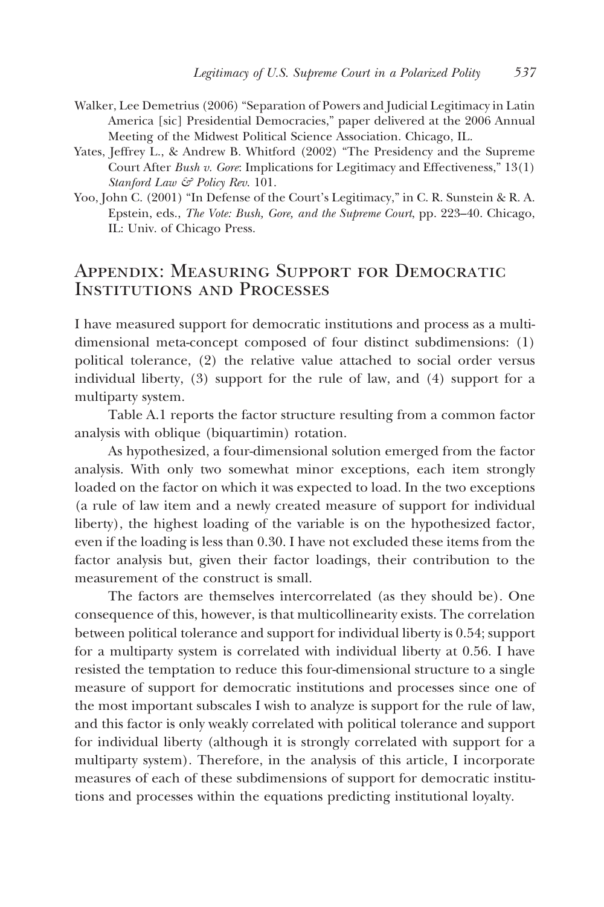Walker, Lee Demetrius (2006) "Separation of Powers and Judicial Legitimacy in Latin America [sic] Presidential Democracies," paper delivered at the 2006 Annual Meeting of the Midwest Political Science Association. Chicago, IL.

Yates, Jeffrey L., & Andrew B. Whitford (2002) "The Presidency and the Supreme Court After *Bush v. Gore*: Implications for Legitimacy and Effectiveness," 13(1) *Stanford Law & Policy Rev.* 101.

Yoo, John C. (2001) "In Defense of the Court's Legitimacy," in C. R. Sunstein & R. A. Epstein, eds., *The Vote: Bush, Gore, and the Supreme Court*, pp. 223–40. Chicago, IL: Univ. of Chicago Press.

## Appendix: Measuring Support for Democratic Institutions and Processes

I have measured support for democratic institutions and process as a multidimensional meta-concept composed of four distinct subdimensions: (1) political tolerance, (2) the relative value attached to social order versus individual liberty, (3) support for the rule of law, and (4) support for a multiparty system.

Table A.1 reports the factor structure resulting from a common factor analysis with oblique (biquartimin) rotation.

As hypothesized, a four-dimensional solution emerged from the factor analysis. With only two somewhat minor exceptions, each item strongly loaded on the factor on which it was expected to load. In the two exceptions (a rule of law item and a newly created measure of support for individual liberty), the highest loading of the variable is on the hypothesized factor, even if the loading is less than 0.30. I have not excluded these items from the factor analysis but, given their factor loadings, their contribution to the measurement of the construct is small.

The factors are themselves intercorrelated (as they should be). One consequence of this, however, is that multicollinearity exists. The correlation between political tolerance and support for individual liberty is 0.54; support for a multiparty system is correlated with individual liberty at 0.56. I have resisted the temptation to reduce this four-dimensional structure to a single measure of support for democratic institutions and processes since one of the most important subscales I wish to analyze is support for the rule of law, and this factor is only weakly correlated with political tolerance and support for individual liberty (although it is strongly correlated with support for a multiparty system). Therefore, in the analysis of this article, I incorporate measures of each of these subdimensions of support for democratic institutions and processes within the equations predicting institutional loyalty.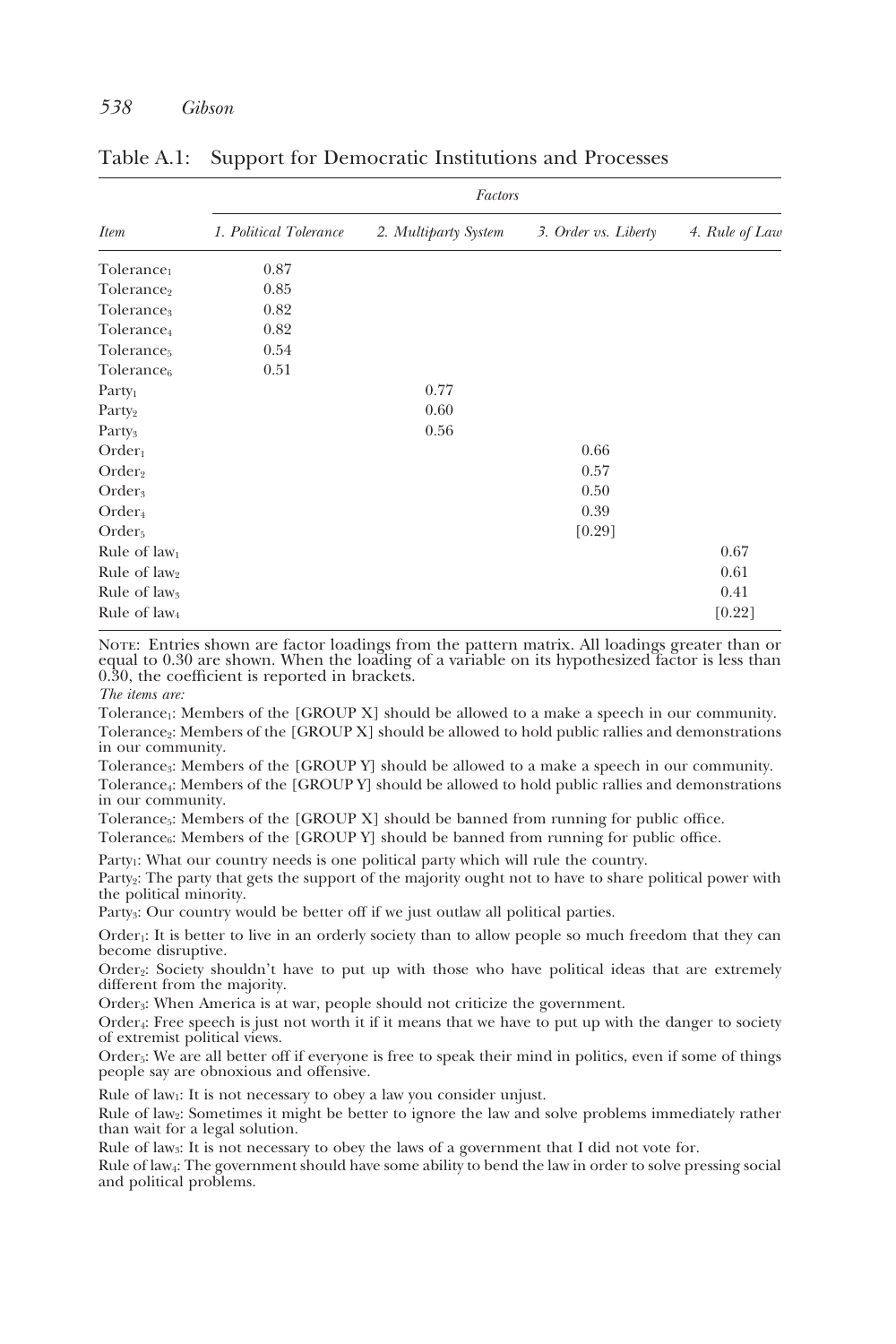Table A.1: Support for Democratic Institutions and Processes

| | *Factors* | | | |
|---|---|---|---|---|
| *Item* | *1. Political Tolerance* | *2. Multiparty System* | *3. Order vs. Liberty* | *4. Rule of Law* |
| $Tolerance_1$ | 0.87 | | | |
| $Tolerance_2$ | 0.85 | | | |
| $Tolerance_3$ | 0.82 | | | |
| $Tolerance_4$ | 0.82 | | | |
| $Tolerance_5$ | 0.54 | | | |
| $Tolerance_6$ | 0.51 | | | |
| $Party_1$ | | 0.77 | | |
| $Party_2$ | | 0.60 | | |
| $Party_3$ | | 0.56 | | |
| $Order_1$ | | | 0.66 | |
| $Order_2$ | | | 0.57 | |
| $Order_3$ | | | 0.50 | |
| $Order_4$ | | | 0.39 | |
| $Order_5$ | | | [0.29] | |
| Rule of $law_1$ | | | | 0.67 |
| Rule of $law_2$ | | | | 0.61 |
| Rule of $law_3$ | | | | 0.41 |
| Rule of $law_4$ | | | | [0.22] |

NOTE: Entries shown are factor loadings from the pattern matrix. All loadings greater than or equal to 0.30 are shown. When the loading of a variable on its hypothesized factor is less than 0.30, the coefficient is reported in brackets.

*The items are:*

$Tolerance_1$: Members of the [GROUP X] should be allowed to a make a speech in our community.

$Tolerance_2$: Members of the [GROUP X] should be allowed to hold public rallies and demonstrations in our community.

$Tolerance_3$: Members of the [GROUP Y] should be allowed to a make a speech in our community.

$Tolerance_4$: Members of the [GROUP Y] should be allowed to hold public rallies and demonstrations in our community.

$Tolerance_5$: Members of the [GROUP X] should be banned from running for public office.

$Tolerance_6$: Members of the [GROUP Y] should be banned from running for public office.

$Party_1$: What our country needs is one political party which will rule the country.

$Party_2$: The party that gets the support of the majority ought not to have to share political power with the political minority.

$Party_3$: Our country would be better off if we just outlaw all political parties.

$Order_1$: It is better to live in an orderly society than to allow people so much freedom that they can become disruptive.

$Order_2$: Society shouldn't have to put up with those who have political ideas that are extremely different from the majority.

$Order_3$: When America is at war, people should not criticize the government.

$Order_4$: Free speech is just not worth it if it means that we have to put up with the danger to society of extremist political views.

$Order_5$: We are all better off if everyone is free to speak their mind in politics, even if some of things people say are obnoxious and offensive.

Rule of $law_1$: It is not necessary to obey a law you consider unjust.

Rule of $law_2$: Sometimes it might be better to ignore the law and solve problems immediately rather than wait for a legal solution.

Rule of $law_3$: It is not necessary to obey the laws of a government that I did not vote for.

Rule of $law_4$: The government should have some ability to bend the law in order to solve pressing social and political problems.